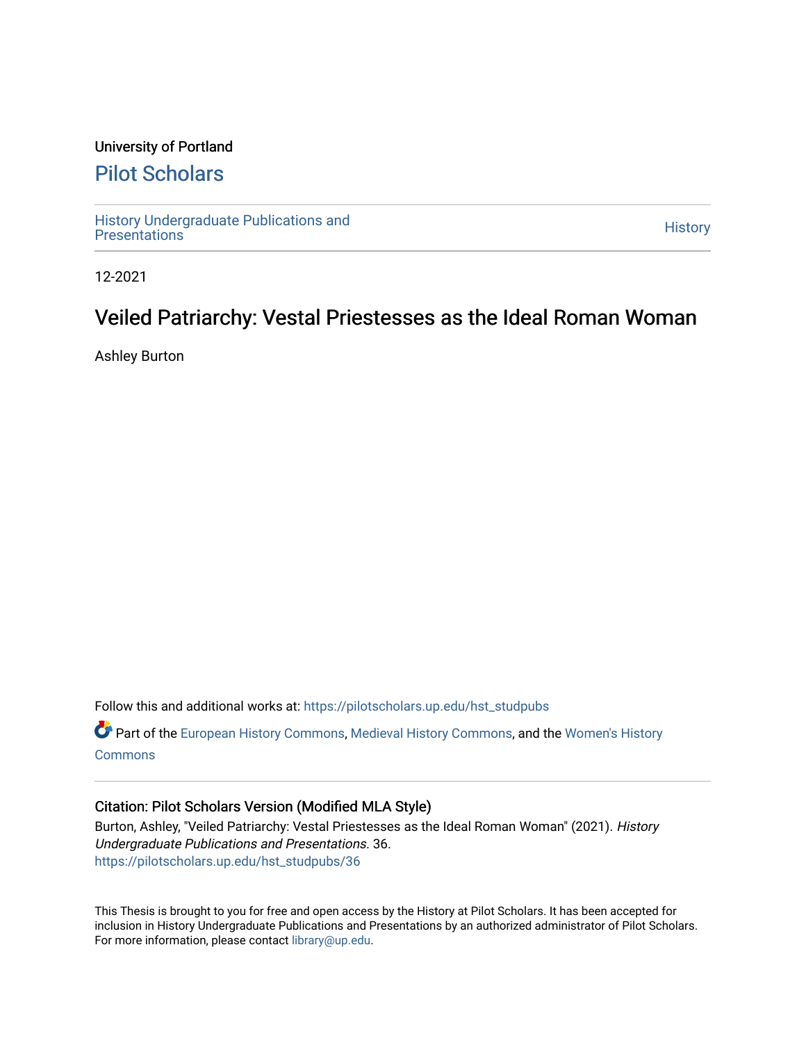University of Portland

# Pilot Scholars

History Undergraduate Publications and Presentations

History

12-2021

## Veiled Patriarchy: Vestal Priestesses as the Ideal Roman Woman

Ashley Burton

Follow this and additional works at: https://pilotscholars.up.edu/hst_studpubs

Part of the European History Commons, Medieval History Commons, and the Women's History Commons

### Citation: Pilot Scholars Version (Modified MLA Style)

Burton, Ashley, "Veiled Patriarchy: Vestal Priestesses as the Ideal Roman Woman" (2021). *History Undergraduate Publications and Presentations*. 36.
https://pilotscholars.up.edu/hst_studpubs/36

This Thesis is brought to you for free and open access by the History at Pilot Scholars. It has been accepted for inclusion in History Undergraduate Publications and Presentations by an authorized administrator of Pilot Scholars. For more information, please contact library@up.edu.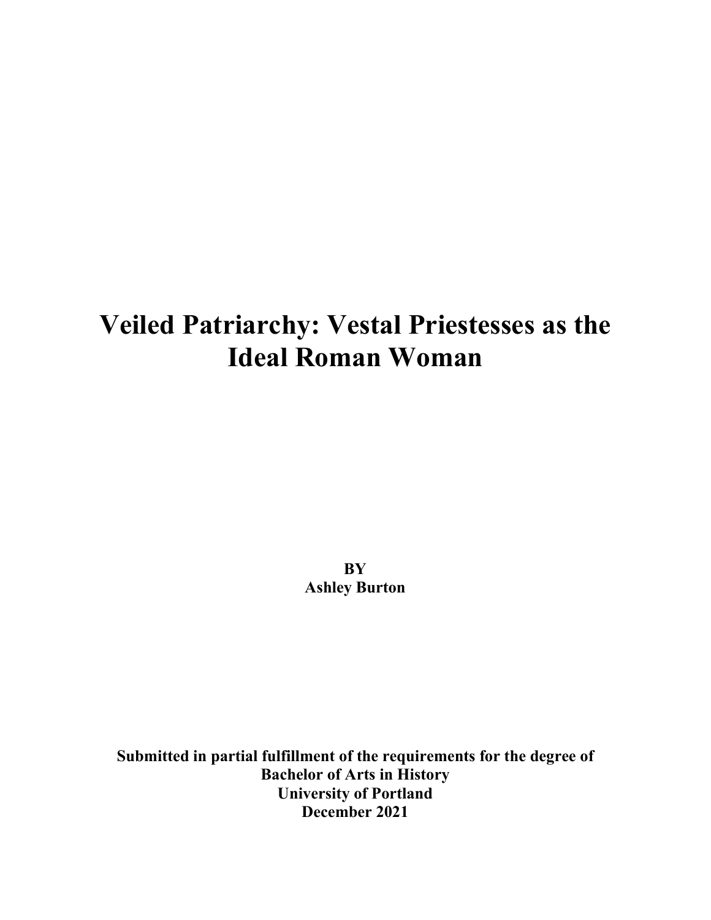# Veiled Patriarchy: Vestal Priestesses as the Ideal Roman Woman

**BY**
**Ashley Burton**

**Submitted in partial fulfillment of the requirements for the degree of**
**Bachelor of Arts in History**
**University of Portland**
**December 2021**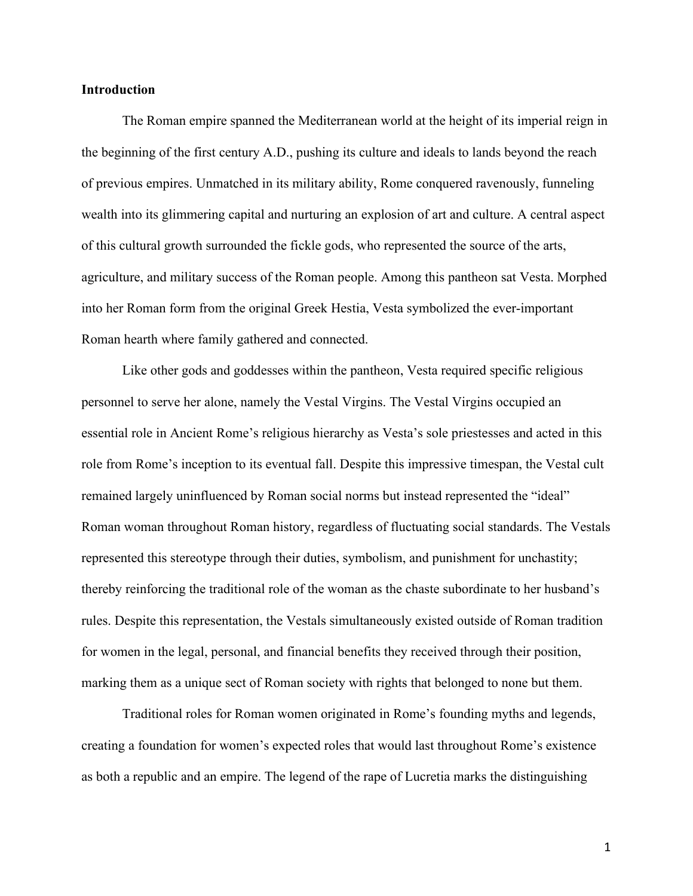## Introduction

The Roman empire spanned the Mediterranean world at the height of its imperial reign in the beginning of the first century A.D., pushing its culture and ideals to lands beyond the reach of previous empires. Unmatched in its military ability, Rome conquered ravenously, funneling wealth into its glimmering capital and nurturing an explosion of art and culture. A central aspect of this cultural growth surrounded the fickle gods, who represented the source of the arts, agriculture, and military success of the Roman people. Among this pantheon sat Vesta. Morphed into her Roman form from the original Greek Hestia, Vesta symbolized the ever-important Roman hearth where family gathered and connected.

Like other gods and goddesses within the pantheon, Vesta required specific religious personnel to serve her alone, namely the Vestal Virgins. The Vestal Virgins occupied an essential role in Ancient Rome's religious hierarchy as Vesta's sole priestesses and acted in this role from Rome's inception to its eventual fall. Despite this impressive timespan, the Vestal cult remained largely uninfluenced by Roman social norms but instead represented the "ideal" Roman woman throughout Roman history, regardless of fluctuating social standards. The Vestals represented this stereotype through their duties, symbolism, and punishment for unchastity; thereby reinforcing the traditional role of the woman as the chaste subordinate to her husband's rules. Despite this representation, the Vestals simultaneously existed outside of Roman tradition for women in the legal, personal, and financial benefits they received through their position, marking them as a unique sect of Roman society with rights that belonged to none but them.

Traditional roles for Roman women originated in Rome's founding myths and legends, creating a foundation for women's expected roles that would last throughout Rome's existence as both a republic and an empire. The legend of the rape of Lucretia marks the distinguishing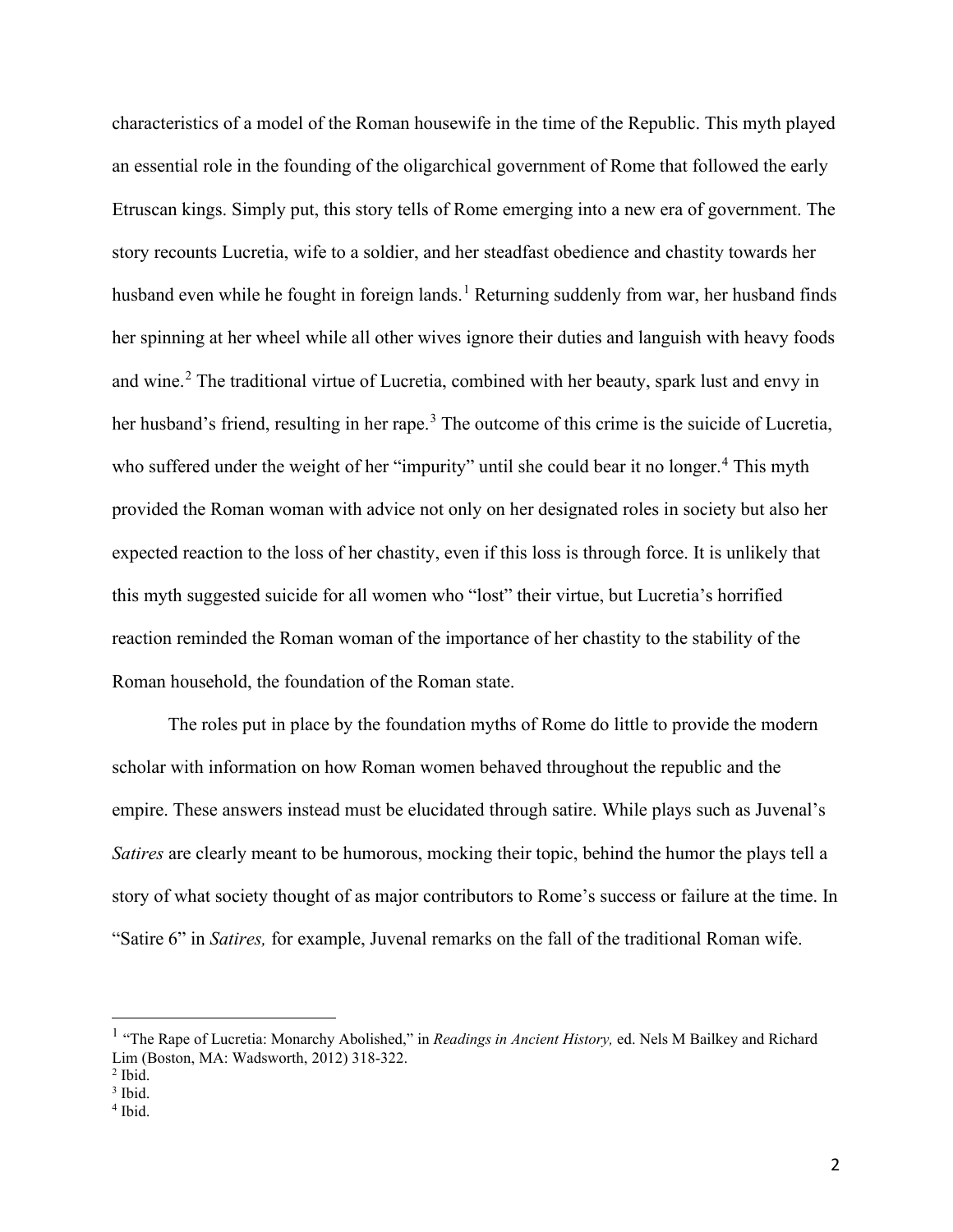characteristics of a model of the Roman housewife in the time of the Republic. This myth played an essential role in the founding of the oligarchical government of Rome that followed the early Etruscan kings. Simply put, this story tells of Rome emerging into a new era of government. The story recounts Lucretia, wife to a soldier, and her steadfast obedience and chastity towards her husband even while he fought in foreign lands.[1] Returning suddenly from war, her husband finds her spinning at her wheel while all other wives ignore their duties and languish with heavy foods and wine.[2] The traditional virtue of Lucretia, combined with her beauty, spark lust and envy in her husband's friend, resulting in her rape.[3] The outcome of this crime is the suicide of Lucretia, who suffered under the weight of her "impurity" until she could bear it no longer.[4] This myth provided the Roman woman with advice not only on her designated roles in society but also her expected reaction to the loss of her chastity, even if this loss is through force. It is unlikely that this myth suggested suicide for all women who "lost" their virtue, but Lucretia's horrified reaction reminded the Roman woman of the importance of her chastity to the stability of the Roman household, the foundation of the Roman state.

The roles put in place by the foundation myths of Rome do little to provide the modern scholar with information on how Roman women behaved throughout the republic and the empire. These answers instead must be elucidated through satire. While plays such as Juvenal's *Satires* are clearly meant to be humorous, mocking their topic, behind the humor the plays tell a story of what society thought of as major contributors to Rome's success or failure at the time. In "Satire 6" in *Satires,* for example, Juvenal remarks on the fall of the traditional Roman wife.

---

[1] "The Rape of Lucretia: Monarchy Abolished," in *Readings in Ancient History,* ed. Nels M Bailkey and Richard Lim (Boston, MA: Wadsworth, 2012) 318-322.

[2] Ibid.

[3] Ibid.

[4] Ibid.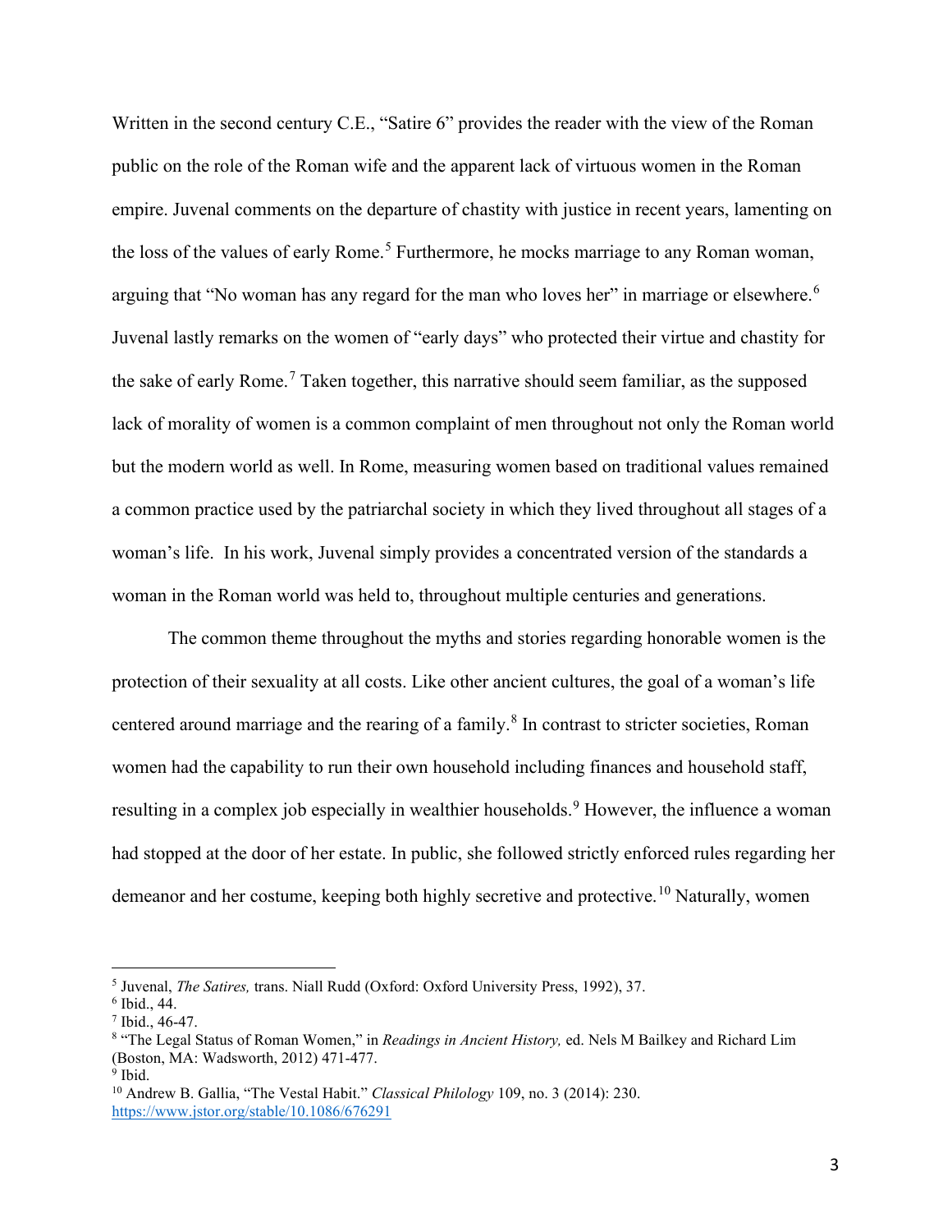Written in the second century C.E., "Satire 6" provides the reader with the view of the Roman public on the role of the Roman wife and the apparent lack of virtuous women in the Roman empire. Juvenal comments on the departure of chastity with justice in recent years, lamenting on the loss of the values of early Rome.[5] Furthermore, he mocks marriage to any Roman woman, arguing that "No woman has any regard for the man who loves her" in marriage or elsewhere.[6] Juvenal lastly remarks on the women of "early days" who protected their virtue and chastity for the sake of early Rome.[7] Taken together, this narrative should seem familiar, as the supposed lack of morality of women is a common complaint of men throughout not only the Roman world but the modern world as well. In Rome, measuring women based on traditional values remained a common practice used by the patriarchal society in which they lived throughout all stages of a woman's life. In his work, Juvenal simply provides a concentrated version of the standards a woman in the Roman world was held to, throughout multiple centuries and generations.

The common theme throughout the myths and stories regarding honorable women is the protection of their sexuality at all costs. Like other ancient cultures, the goal of a woman's life centered around marriage and the rearing of a family.[8] In contrast to stricter societies, Roman women had the capability to run their own household including finances and household staff, resulting in a complex job especially in wealthier households.[9] However, the influence a woman had stopped at the door of her estate. In public, she followed strictly enforced rules regarding her demeanor and her costume, keeping both highly secretive and protective.[10] Naturally, women

---

[5] Juvenal, *The Satires,* trans. Niall Rudd (Oxford: Oxford University Press, 1992), 37.

[6] Ibid., 44.

[7] Ibid., 46-47.

[8] "The Legal Status of Roman Women," in *Readings in Ancient History,* ed. Nels M Bailkey and Richard Lim (Boston, MA: Wadsworth, 2012) 471-477.

[9] Ibid.

[10] Andrew B. Gallia, "The Vestal Habit." *Classical Philology* 109, no. 3 (2014): 230. https://www.jstor.org/stable/10.1086/676291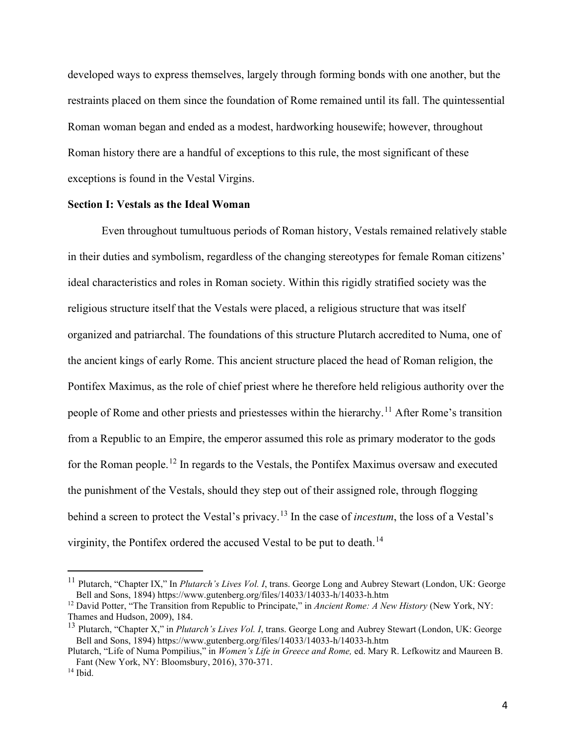developed ways to express themselves, largely through forming bonds with one another, but the restraints placed on them since the foundation of Rome remained until its fall. The quintessential Roman woman began and ended as a modest, hardworking housewife; however, throughout Roman history there are a handful of exceptions to this rule, the most significant of these exceptions is found in the Vestal Virgins.

**Section I: Vestals as the Ideal Woman**

Even throughout tumultuous periods of Roman history, Vestals remained relatively stable in their duties and symbolism, regardless of the changing stereotypes for female Roman citizens' ideal characteristics and roles in Roman society. Within this rigidly stratified society was the religious structure itself that the Vestals were placed, a religious structure that was itself organized and patriarchal. The foundations of this structure Plutarch accredited to Numa, one of the ancient kings of early Rome. This ancient structure placed the head of Roman religion, the Pontifex Maximus, as the role of chief priest where he therefore held religious authority over the people of Rome and other priests and priestesses within the hierarchy.[11] After Rome's transition from a Republic to an Empire, the emperor assumed this role as primary moderator to the gods for the Roman people.[12] In regards to the Vestals, the Pontifex Maximus oversaw and executed the punishment of the Vestals, should they step out of their assigned role, through flogging behind a screen to protect the Vestal's privacy.[13] In the case of *incestum*, the loss of a Vestal's virginity, the Pontifex ordered the accused Vestal to be put to death.[14]

---

[11] Plutarch, "Chapter IX," In *Plutarch's Lives Vol. I*, trans. George Long and Aubrey Stewart (London, UK: George Bell and Sons, 1894) https://www.gutenberg.org/files/14033/14033-h/14033-h.htm

[12] David Potter, "The Transition from Republic to Principate," in *Ancient Rome: A New History* (New York, NY: Thames and Hudson, 2009), 184.

[13] Plutarch, "Chapter X," in *Plutarch's Lives Vol. I*, trans. George Long and Aubrey Stewart (London, UK: George Bell and Sons, 1894) https://www.gutenberg.org/files/14033/14033-h/14033-h.htm

Plutarch, "Life of Numa Pompilius," in *Women's Life in Greece and Rome,* ed. Mary R. Lefkowitz and Maureen B. Fant (New York, NY: Bloomsbury, 2016), 370-371.

[14] Ibid.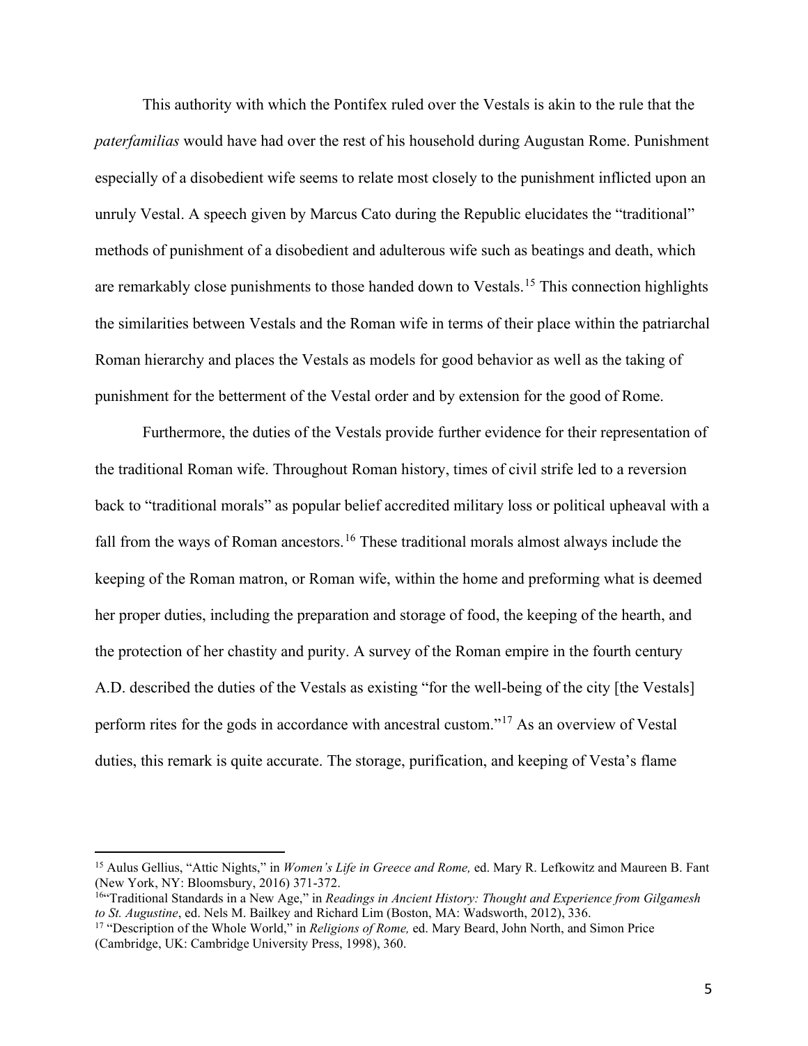This authority with which the Pontifex ruled over the Vestals is akin to the rule that the *paterfamilias* would have had over the rest of his household during Augustan Rome. Punishment especially of a disobedient wife seems to relate most closely to the punishment inflicted upon an unruly Vestal. A speech given by Marcus Cato during the Republic elucidates the "traditional" methods of punishment of a disobedient and adulterous wife such as beatings and death, which are remarkably close punishments to those handed down to Vestals.[15] This connection highlights the similarities between Vestals and the Roman wife in terms of their place within the patriarchal Roman hierarchy and places the Vestals as models for good behavior as well as the taking of punishment for the betterment of the Vestal order and by extension for the good of Rome.

Furthermore, the duties of the Vestals provide further evidence for their representation of the traditional Roman wife. Throughout Roman history, times of civil strife led to a reversion back to "traditional morals" as popular belief accredited military loss or political upheaval with a fall from the ways of Roman ancestors.[16] These traditional morals almost always include the keeping of the Roman matron, or Roman wife, within the home and preforming what is deemed her proper duties, including the preparation and storage of food, the keeping of the hearth, and the protection of her chastity and purity. A survey of the Roman empire in the fourth century A.D. described the duties of the Vestals as existing "for the well-being of the city [the Vestals] perform rites for the gods in accordance with ancestral custom."[17] As an overview of Vestal duties, this remark is quite accurate. The storage, purification, and keeping of Vesta's flame

---

[15] Aulus Gellius, "Attic Nights," in *Women's Life in Greece and Rome,* ed. Mary R. Lefkowitz and Maureen B. Fant (New York, NY: Bloomsbury, 2016) 371-372.

[16] "Traditional Standards in a New Age," in *Readings in Ancient History: Thought and Experience from Gilgamesh to St. Augustine*, ed. Nels M. Bailkey and Richard Lim (Boston, MA: Wadsworth, 2012), 336.

[17] "Description of the Whole World," in *Religions of Rome,* ed. Mary Beard, John North, and Simon Price (Cambridge, UK: Cambridge University Press, 1998), 360.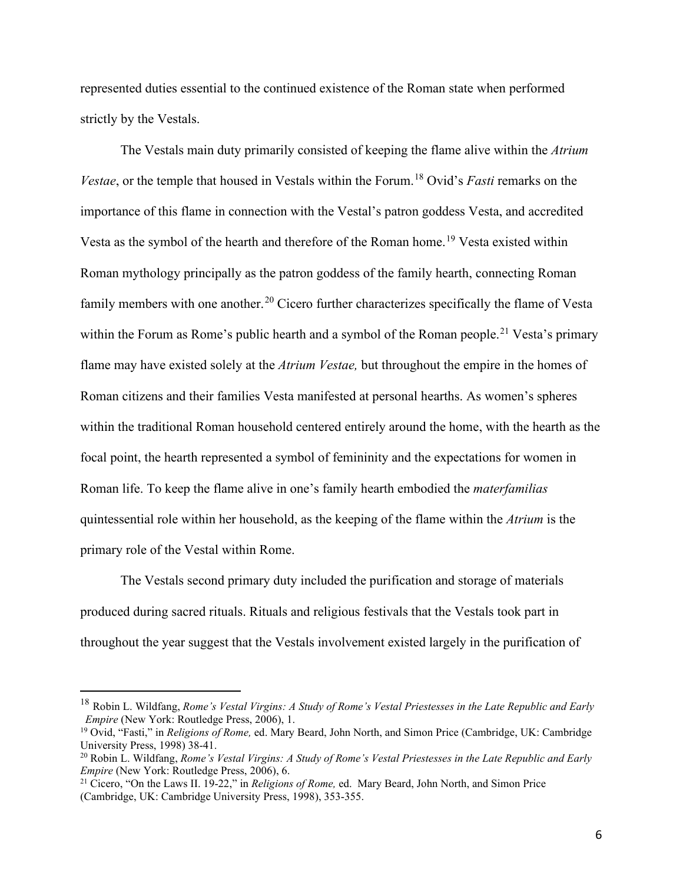represented duties essential to the continued existence of the Roman state when performed strictly by the Vestals.

The Vestals main duty primarily consisted of keeping the flame alive within the *Atrium Vestae*, or the temple that housed in Vestals within the Forum.[18] Ovid's *Fasti* remarks on the importance of this flame in connection with the Vestal's patron goddess Vesta, and accredited Vesta as the symbol of the hearth and therefore of the Roman home.[19] Vesta existed within Roman mythology principally as the patron goddess of the family hearth, connecting Roman family members with one another.[20] Cicero further characterizes specifically the flame of Vesta within the Forum as Rome's public hearth and a symbol of the Roman people.[21] Vesta's primary flame may have existed solely at the *Atrium Vestae,* but throughout the empire in the homes of Roman citizens and their families Vesta manifested at personal hearths. As women's spheres within the traditional Roman household centered entirely around the home, with the hearth as the focal point, the hearth represented a symbol of femininity and the expectations for women in Roman life. To keep the flame alive in one's family hearth embodied the *materfamilias* quintessential role within her household, as the keeping of the flame within the *Atrium* is the primary role of the Vestal within Rome.

The Vestals second primary duty included the purification and storage of materials produced during sacred rituals. Rituals and religious festivals that the Vestals took part in throughout the year suggest that the Vestals involvement existed largely in the purification of

---

[18] Robin L. Wildfang, *Rome's Vestal Virgins: A Study of Rome's Vestal Priestesses in the Late Republic and Early Empire* (New York: Routledge Press, 2006), 1.

[19] Ovid, "Fasti," in *Religions of Rome,* ed. Mary Beard, John North, and Simon Price (Cambridge, UK: Cambridge University Press, 1998) 38-41.

[20] Robin L. Wildfang, *Rome's Vestal Virgins: A Study of Rome's Vestal Priestesses in the Late Republic and Early Empire* (New York: Routledge Press, 2006), 6.

[21] Cicero, "On the Laws II. 19-22," in *Religions of Rome,* ed. Mary Beard, John North, and Simon Price (Cambridge, UK: Cambridge University Press, 1998), 353-355.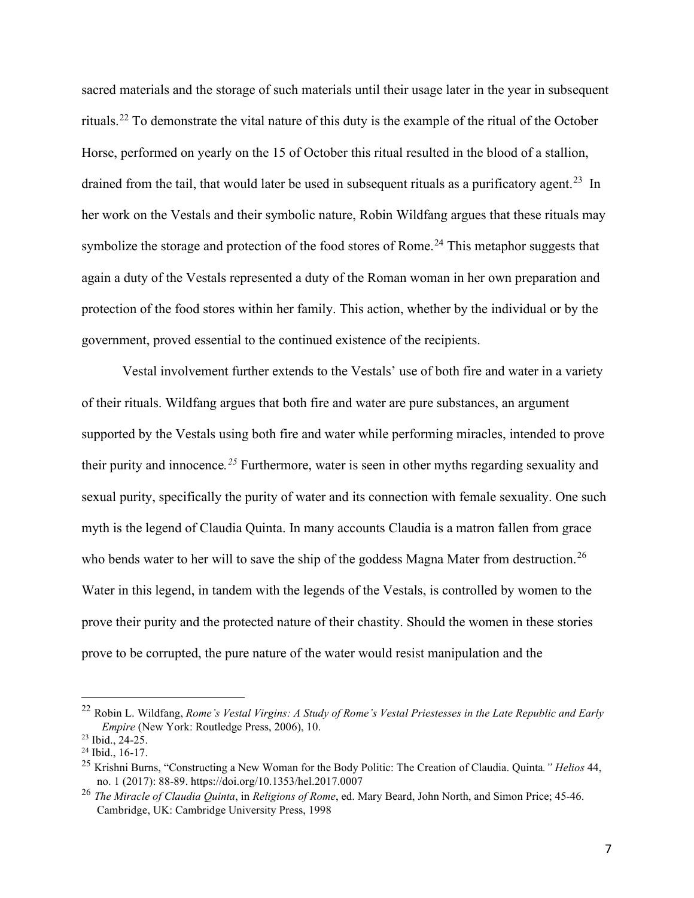sacred materials and the storage of such materials until their usage later in the year in subsequent rituals.[22] To demonstrate the vital nature of this duty is the example of the ritual of the October Horse, performed on yearly on the 15 of October this ritual resulted in the blood of a stallion, drained from the tail, that would later be used in subsequent rituals as a purificatory agent.[23] In her work on the Vestals and their symbolic nature, Robin Wildfang argues that these rituals may symbolize the storage and protection of the food stores of Rome.[24] This metaphor suggests that again a duty of the Vestals represented a duty of the Roman woman in her own preparation and protection of the food stores within her family. This action, whether by the individual or by the government, proved essential to the continued existence of the recipients.

Vestal involvement further extends to the Vestals' use of both fire and water in a variety of their rituals. Wildfang argues that both fire and water are pure substances, an argument supported by the Vestals using both fire and water while performing miracles, intended to prove their purity and innocence.[25] Furthermore, water is seen in other myths regarding sexuality and sexual purity, specifically the purity of water and its connection with female sexuality. One such myth is the legend of Claudia Quinta. In many accounts Claudia is a matron fallen from grace who bends water to her will to save the ship of the goddess Magna Mater from destruction.[26] Water in this legend, in tandem with the legends of the Vestals, is controlled by women to the prove their purity and the protected nature of their chastity. Should the women in these stories prove to be corrupted, the pure nature of the water would resist manipulation and the

---

[22] Robin L. Wildfang, *Rome's Vestal Virgins: A Study of Rome's Vestal Priestesses in the Late Republic and Early Empire* (New York: Routledge Press, 2006), 10.

[23] Ibid., 24-25.

[24] Ibid., 16-17.

[25] Krishni Burns, "Constructing a New Woman for the Body Politic: The Creation of Claudia. Quinta*." Helios* 44, no. 1 (2017): 88-89. https://doi.org/10.1353/hel.2017.0007

[26] *The Miracle of Claudia Quinta*, in *Religions of Rome*, ed. Mary Beard, John North, and Simon Price; 45-46. Cambridge, UK: Cambridge University Press, 1998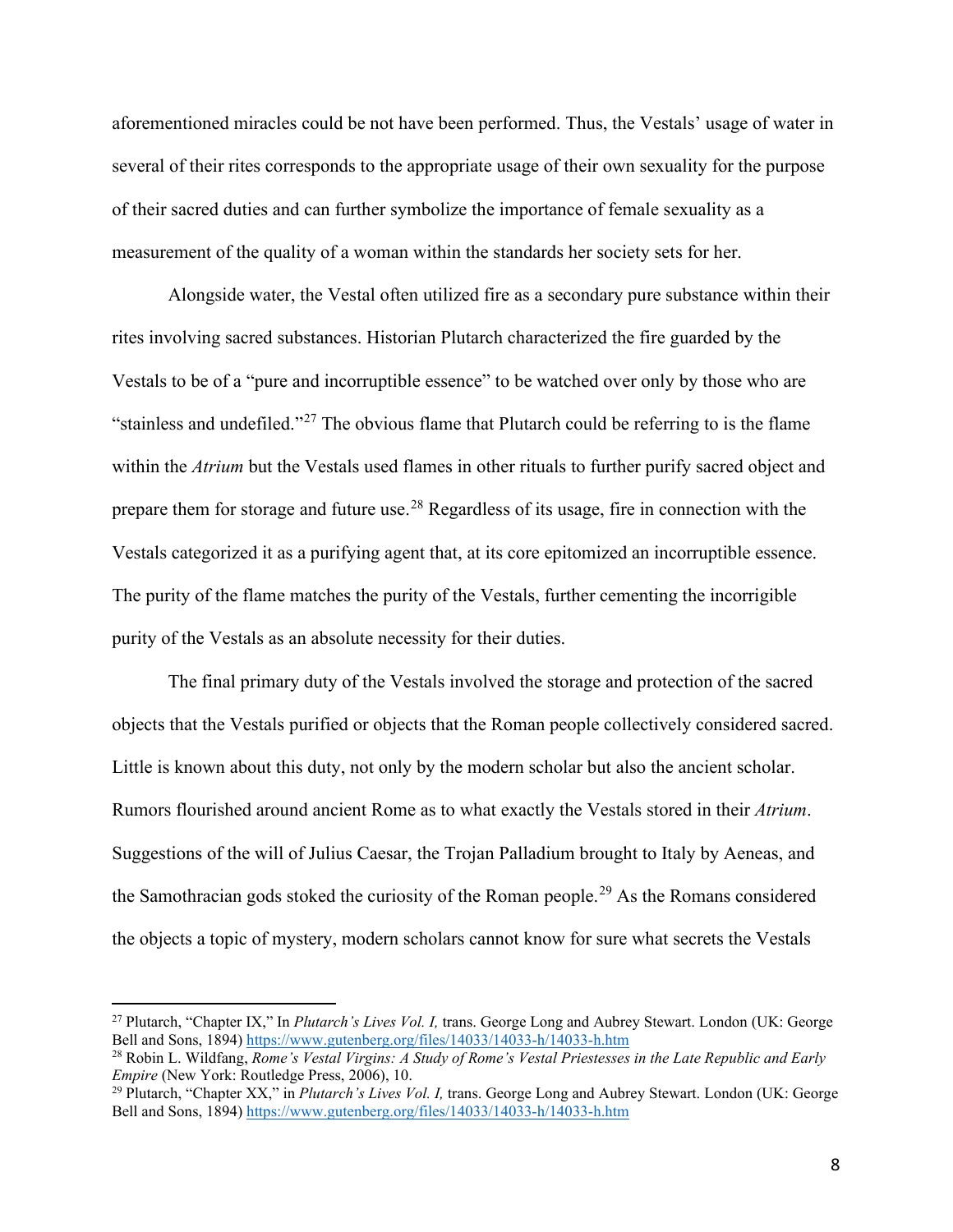aforementioned miracles could be not have been performed. Thus, the Vestals' usage of water in several of their rites corresponds to the appropriate usage of their own sexuality for the purpose of their sacred duties and can further symbolize the importance of female sexuality as a measurement of the quality of a woman within the standards her society sets for her.

Alongside water, the Vestal often utilized fire as a secondary pure substance within their rites involving sacred substances. Historian Plutarch characterized the fire guarded by the Vestals to be of a "pure and incorruptible essence" to be watched over only by those who are "stainless and undefiled."[27] The obvious flame that Plutarch could be referring to is the flame within the *Atrium* but the Vestals used flames in other rituals to further purify sacred object and prepare them for storage and future use.[28] Regardless of its usage, fire in connection with the Vestals categorized it as a purifying agent that, at its core epitomized an incorruptible essence. The purity of the flame matches the purity of the Vestals, further cementing the incorrigible purity of the Vestals as an absolute necessity for their duties.

The final primary duty of the Vestals involved the storage and protection of the sacred objects that the Vestals purified or objects that the Roman people collectively considered sacred. Little is known about this duty, not only by the modern scholar but also the ancient scholar. Rumors flourished around ancient Rome as to what exactly the Vestals stored in their *Atrium*. Suggestions of the will of Julius Caesar, the Trojan Palladium brought to Italy by Aeneas, and the Samothracian gods stoked the curiosity of the Roman people.[29] As the Romans considered the objects a topic of mystery, modern scholars cannot know for sure what secrets the Vestals

---

[27] Plutarch, "Chapter IX," In *Plutarch's Lives Vol. I,* trans. George Long and Aubrey Stewart. London (UK: George Bell and Sons, 1894) https://www.gutenberg.org/files/14033/14033-h/14033-h.htm

[28] Robin L. Wildfang, *Rome's Vestal Virgins: A Study of Rome's Vestal Priestesses in the Late Republic and Early Empire* (New York: Routledge Press, 2006), 10.

[29] Plutarch, "Chapter XX," in *Plutarch's Lives Vol. I,* trans. George Long and Aubrey Stewart. London (UK: George Bell and Sons, 1894) https://www.gutenberg.org/files/14033/14033-h/14033-h.htm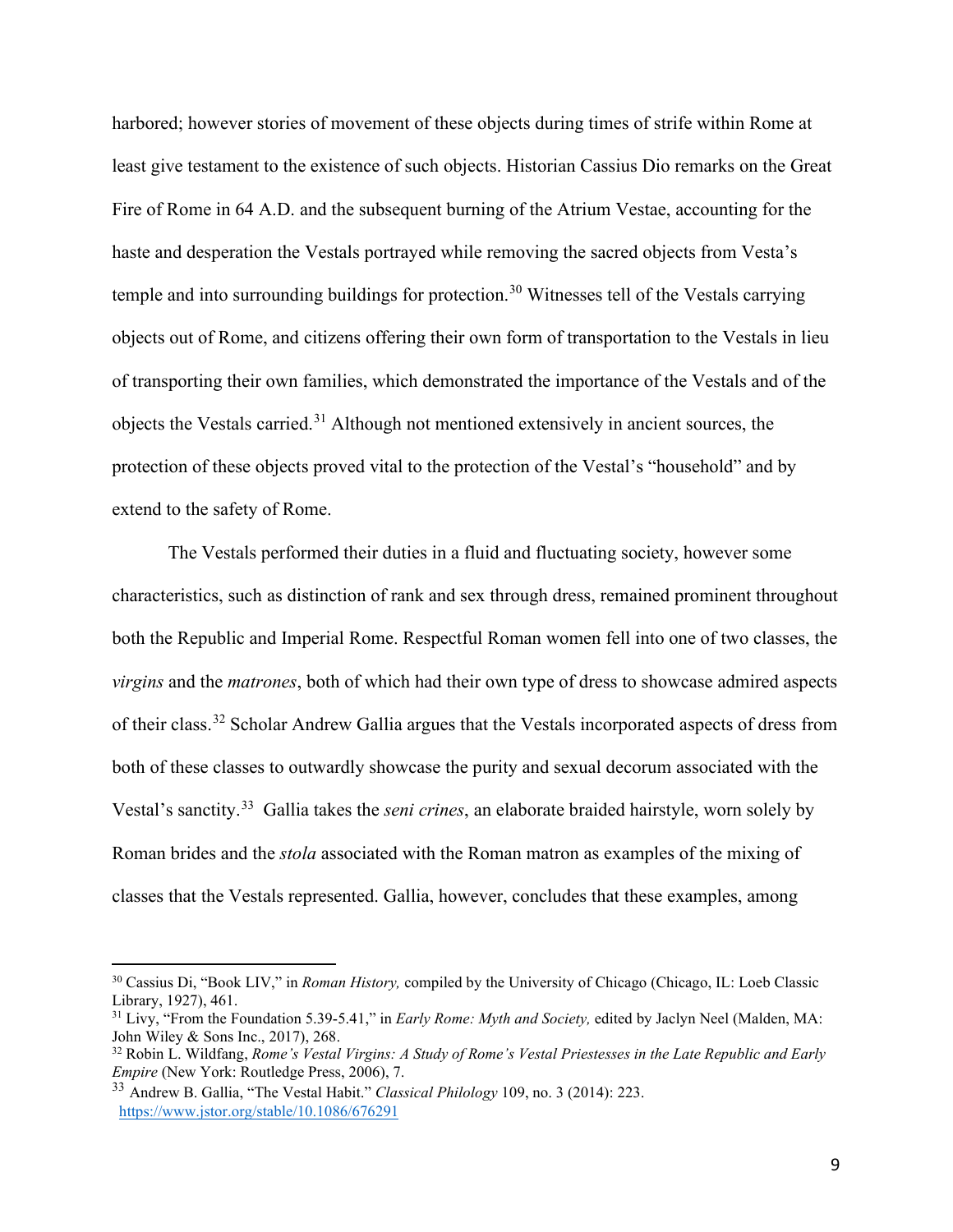harbored; however stories of movement of these objects during times of strife within Rome at least give testament to the existence of such objects. Historian Cassius Dio remarks on the Great Fire of Rome in 64 A.D. and the subsequent burning of the Atrium Vestae, accounting for the haste and desperation the Vestals portrayed while removing the sacred objects from Vesta's temple and into surrounding buildings for protection.[30] Witnesses tell of the Vestals carrying objects out of Rome, and citizens offering their own form of transportation to the Vestals in lieu of transporting their own families, which demonstrated the importance of the Vestals and of the objects the Vestals carried.[31] Although not mentioned extensively in ancient sources, the protection of these objects proved vital to the protection of the Vestal's "household" and by extend to the safety of Rome.

The Vestals performed their duties in a fluid and fluctuating society, however some characteristics, such as distinction of rank and sex through dress, remained prominent throughout both the Republic and Imperial Rome. Respectful Roman women fell into one of two classes, the *virgins* and the *matrones*, both of which had their own type of dress to showcase admired aspects of their class.[32] Scholar Andrew Gallia argues that the Vestals incorporated aspects of dress from both of these classes to outwardly showcase the purity and sexual decorum associated with the Vestal's sanctity.[33] Gallia takes the *seni crines*, an elaborate braided hairstyle, worn solely by Roman brides and the *stola* associated with the Roman matron as examples of the mixing of classes that the Vestals represented. Gallia, however, concludes that these examples, among

---

[30] Cassius Di, "Book LIV," in *Roman History,* compiled by the University of Chicago (Chicago, IL: Loeb Classic Library, 1927), 461.

[31] Livy, "From the Foundation 5.39-5.41," in *Early Rome: Myth and Society,* edited by Jaclyn Neel (Malden, MA: John Wiley & Sons Inc., 2017), 268.

[32] Robin L. Wildfang, *Rome's Vestal Virgins: A Study of Rome's Vestal Priestesses in the Late Republic and Early Empire* (New York: Routledge Press, 2006), 7.

[33] Andrew B. Gallia, "The Vestal Habit." *Classical Philology* 109, no. 3 (2014): 223. https://www.jstor.org/stable/10.1086/676291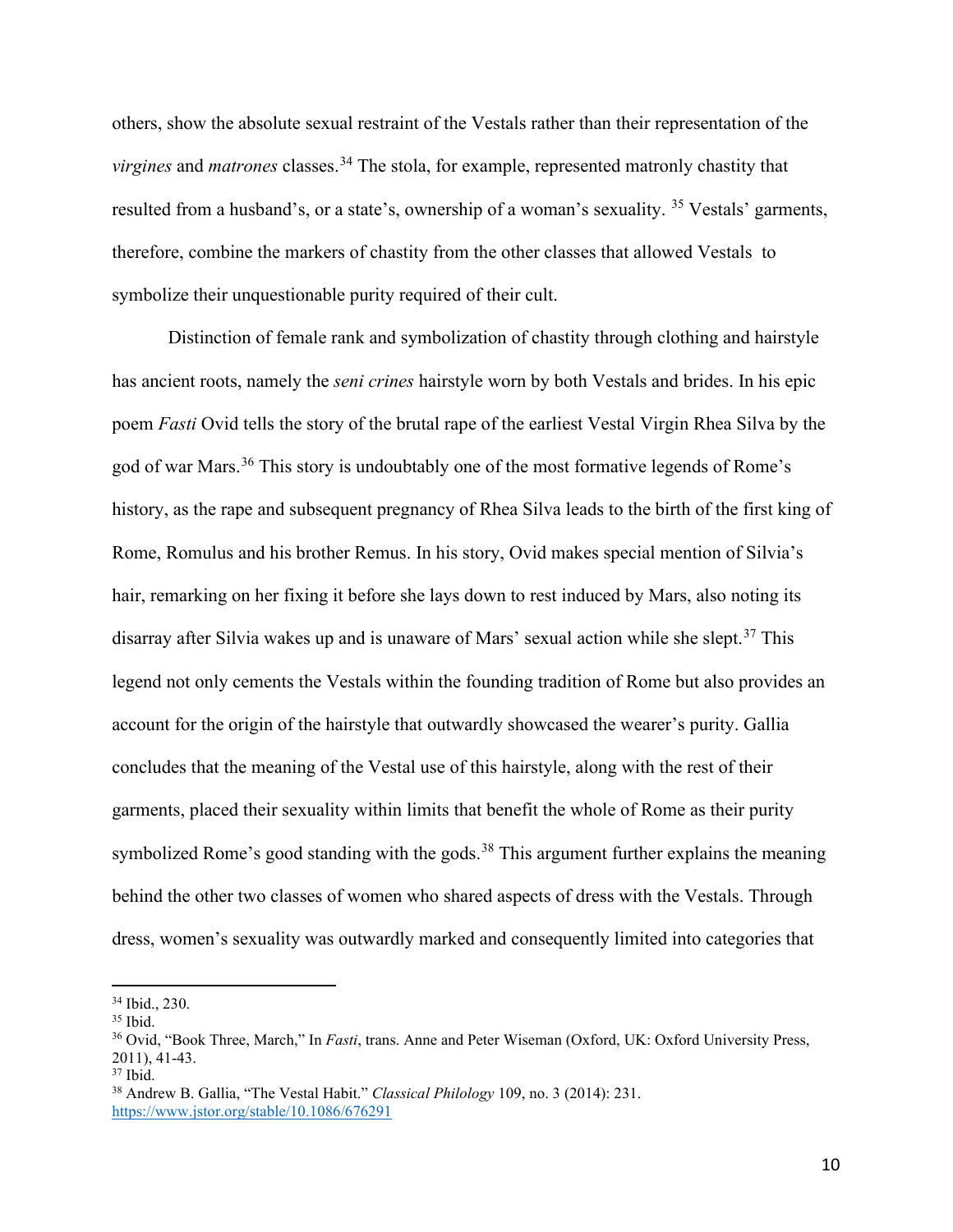others, show the absolute sexual restraint of the Vestals rather than their representation of the *virgines* and *matrones* classes.[34] The stola, for example, represented matronly chastity that resulted from a husband's, or a state's, ownership of a woman's sexuality. [35] Vestals' garments, therefore, combine the markers of chastity from the other classes that allowed Vestals to symbolize their unquestionable purity required of their cult.

Distinction of female rank and symbolization of chastity through clothing and hairstyle has ancient roots, namely the *seni crines* hairstyle worn by both Vestals and brides. In his epic poem *Fasti* Ovid tells the story of the brutal rape of the earliest Vestal Virgin Rhea Silva by the god of war Mars.[36] This story is undoubtably one of the most formative legends of Rome's history, as the rape and subsequent pregnancy of Rhea Silva leads to the birth of the first king of Rome, Romulus and his brother Remus. In his story, Ovid makes special mention of Silvia's hair, remarking on her fixing it before she lays down to rest induced by Mars, also noting its disarray after Silvia wakes up and is unaware of Mars' sexual action while she slept.[37] This legend not only cements the Vestals within the founding tradition of Rome but also provides an account for the origin of the hairstyle that outwardly showcased the wearer's purity. Gallia concludes that the meaning of the Vestal use of this hairstyle, along with the rest of their garments, placed their sexuality within limits that benefit the whole of Rome as their purity symbolized Rome's good standing with the gods.[38] This argument further explains the meaning behind the other two classes of women who shared aspects of dress with the Vestals. Through dress, women's sexuality was outwardly marked and consequently limited into categories that

---

[34] Ibid., 230.

[35] Ibid.

[36] Ovid, "Book Three, March," In *Fasti*, trans. Anne and Peter Wiseman (Oxford, UK: Oxford University Press, 2011), 41-43.

[37] Ibid.

[38] Andrew B. Gallia, "The Vestal Habit." *Classical Philology* 109, no. 3 (2014): 231. https://www.jstor.org/stable/10.1086/676291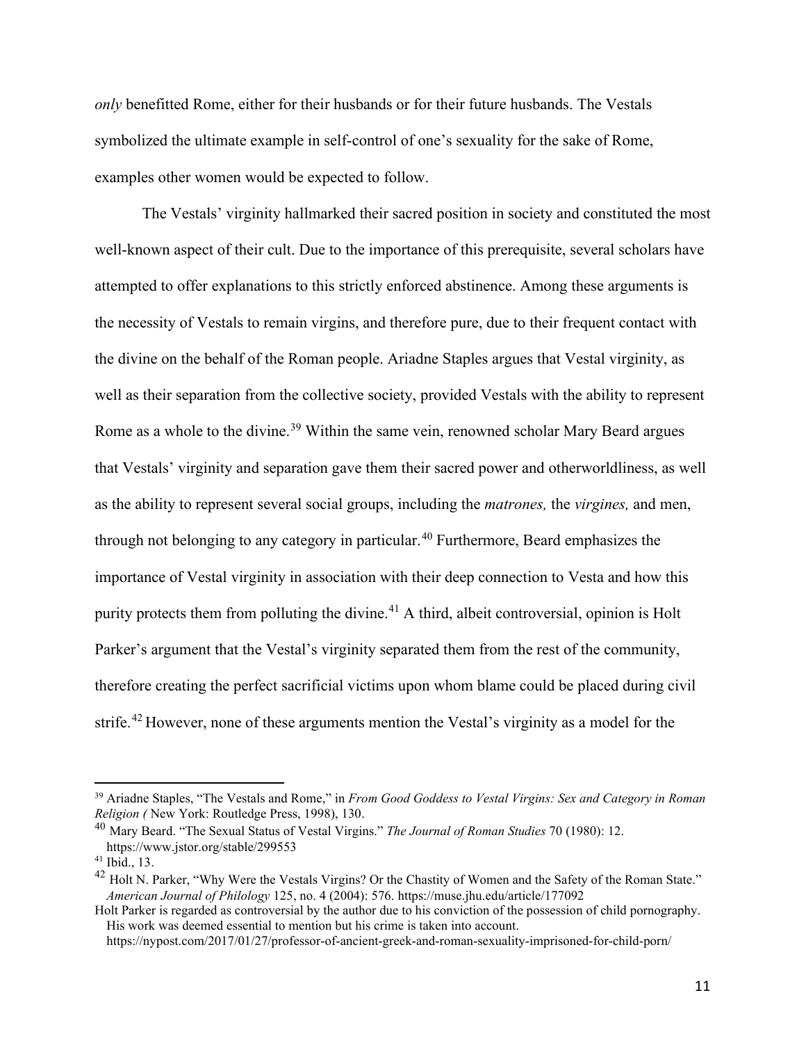*only* benefitted Rome, either for their husbands or for their future husbands. The Vestals symbolized the ultimate example in self-control of one's sexuality for the sake of Rome, examples other women would be expected to follow.

The Vestals' virginity hallmarked their sacred position in society and constituted the most well-known aspect of their cult. Due to the importance of this prerequisite, several scholars have attempted to offer explanations to this strictly enforced abstinence. Among these arguments is the necessity of Vestals to remain virgins, and therefore pure, due to their frequent contact with the divine on the behalf of the Roman people. Ariadne Staples argues that Vestal virginity, as well as their separation from the collective society, provided Vestals with the ability to represent Rome as a whole to the divine.[39] Within the same vein, renowned scholar Mary Beard argues that Vestals' virginity and separation gave them their sacred power and otherworldliness, as well as the ability to represent several social groups, including the *matrones,* the *virgines,* and men, through not belonging to any category in particular.[40] Furthermore, Beard emphasizes the importance of Vestal virginity in association with their deep connection to Vesta and how this purity protects them from polluting the divine.[41] A third, albeit controversial, opinion is Holt Parker's argument that the Vestal's virginity separated them from the rest of the community, therefore creating the perfect sacrificial victims upon whom blame could be placed during civil strife.[42] However, none of these arguments mention the Vestal's virginity as a model for the

---

[39] Ariadne Staples, "The Vestals and Rome," in *From Good Goddess to Vestal Virgins: Sex and Category in Roman Religion (* New York: Routledge Press, 1998), 130.

[40] Mary Beard. "The Sexual Status of Vestal Virgins." *The Journal of Roman Studies* 70 (1980): 12. https://www.jstor.org/stable/299553

[41] Ibid., 13.

[42] Holt N. Parker, "Why Were the Vestals Virgins? Or the Chastity of Women and the Safety of the Roman State." *American Journal of Philology* 125, no. 4 (2004): 576. https://muse.jhu.edu/article/177092

Holt Parker is regarded as controversial by the author due to his conviction of the possession of child pornography. His work was deemed essential to mention but his crime is taken into account. https://nypost.com/2017/01/27/professor-of-ancient-greek-and-roman-sexuality-imprisoned-for-child-porn/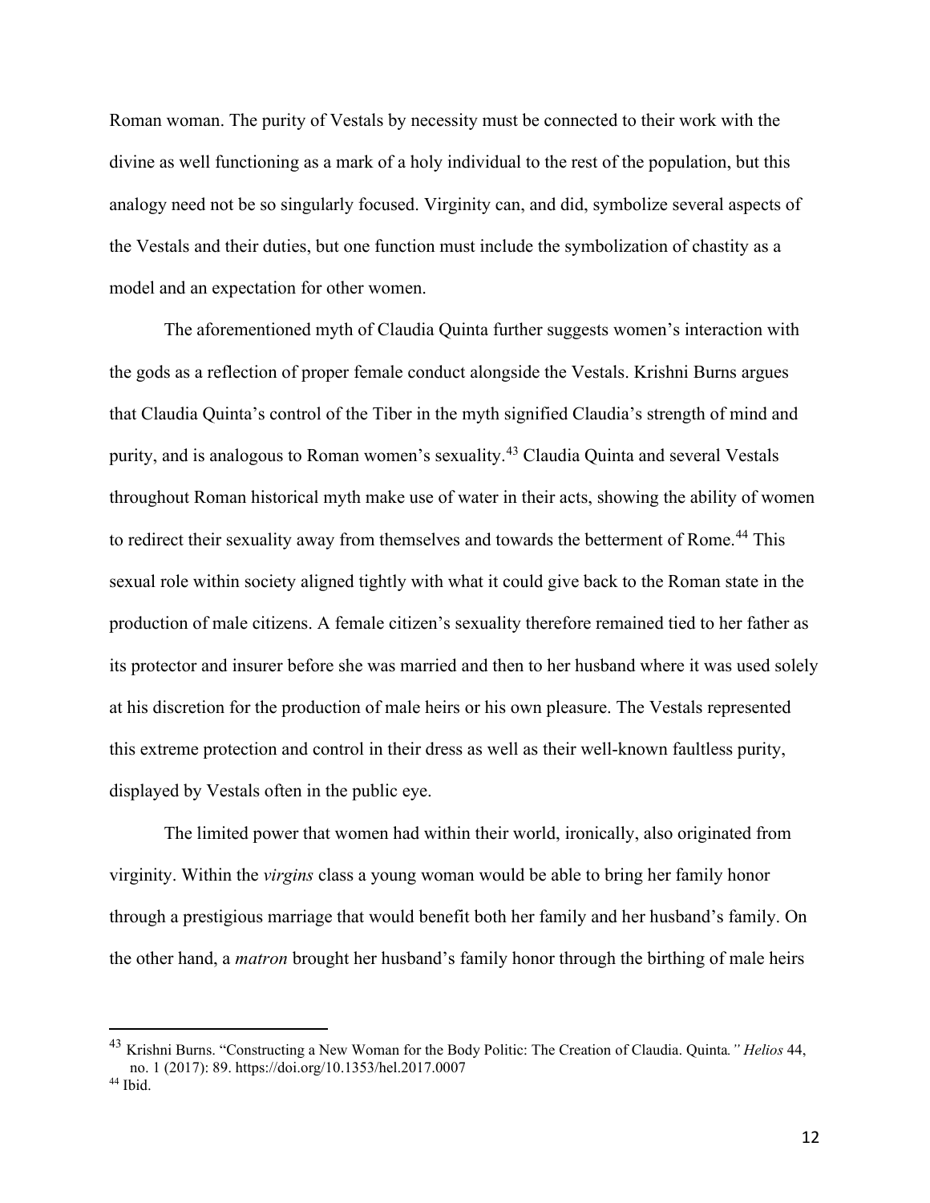Roman woman. The purity of Vestals by necessity must be connected to their work with the divine as well functioning as a mark of a holy individual to the rest of the population, but this analogy need not be so singularly focused. Virginity can, and did, symbolize several aspects of the Vestals and their duties, but one function must include the symbolization of chastity as a model and an expectation for other women.

The aforementioned myth of Claudia Quinta further suggests women's interaction with the gods as a reflection of proper female conduct alongside the Vestals. Krishni Burns argues that Claudia Quinta's control of the Tiber in the myth signified Claudia's strength of mind and purity, and is analogous to Roman women's sexuality.[43] Claudia Quinta and several Vestals throughout Roman historical myth make use of water in their acts, showing the ability of women to redirect their sexuality away from themselves and towards the betterment of Rome.[44] This sexual role within society aligned tightly with what it could give back to the Roman state in the production of male citizens. A female citizen's sexuality therefore remained tied to her father as its protector and insurer before she was married and then to her husband where it was used solely at his discretion for the production of male heirs or his own pleasure. The Vestals represented this extreme protection and control in their dress as well as their well-known faultless purity, displayed by Vestals often in the public eye.

The limited power that women had within their world, ironically, also originated from virginity. Within the *virgins* class a young woman would be able to bring her family honor through a prestigious marriage that would benefit both her family and her husband's family. On the other hand, a *matron* brought her husband's family honor through the birthing of male heirs

---

[43] Krishni Burns. "Constructing a New Woman for the Body Politic: The Creation of Claudia. Quinta*." Helios* 44, no. 1 (2017): 89. https://doi.org/10.1353/hel.2017.0007

[44] Ibid.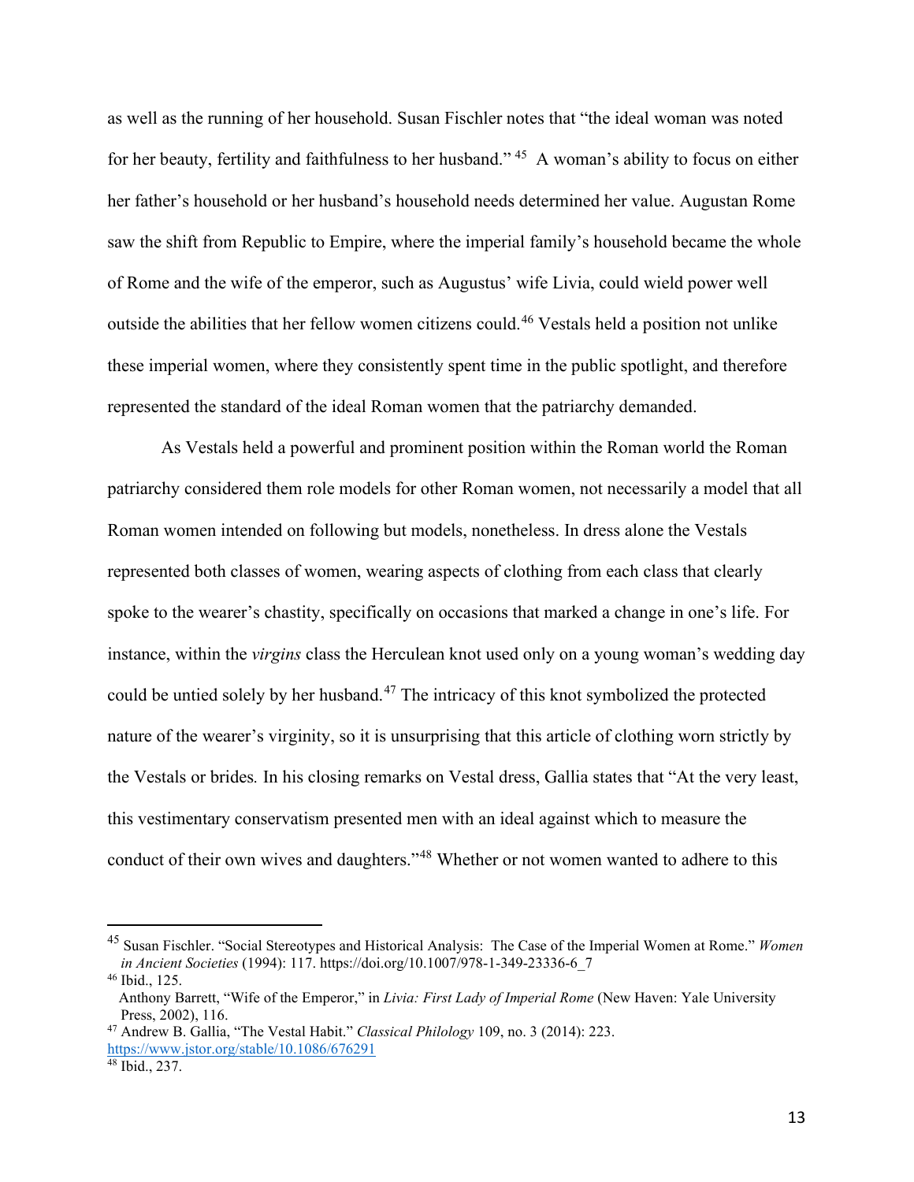as well as the running of her household. Susan Fischler notes that "the ideal woman was noted for her beauty, fertility and faithfulness to her husband." [45] A woman's ability to focus on either her father's household or her husband's household needs determined her value. Augustan Rome saw the shift from Republic to Empire, where the imperial family's household became the whole of Rome and the wife of the emperor, such as Augustus' wife Livia, could wield power well outside the abilities that her fellow women citizens could.[46] Vestals held a position not unlike these imperial women, where they consistently spent time in the public spotlight, and therefore represented the standard of the ideal Roman women that the patriarchy demanded.

As Vestals held a powerful and prominent position within the Roman world the Roman patriarchy considered them role models for other Roman women, not necessarily a model that all Roman women intended on following but models, nonetheless. In dress alone the Vestals represented both classes of women, wearing aspects of clothing from each class that clearly spoke to the wearer's chastity, specifically on occasions that marked a change in one's life. For instance, within the *virgins* class the Herculean knot used only on a young woman's wedding day could be untied solely by her husband.[47] The intricacy of this knot symbolized the protected nature of the wearer's virginity, so it is unsurprising that this article of clothing worn strictly by the Vestals or brides. In his closing remarks on Vestal dress, Gallia states that "At the very least, this vestimentary conservatism presented men with an ideal against which to measure the conduct of their own wives and daughters."[48] Whether or not women wanted to adhere to this

---

[45] Susan Fischler. "Social Stereotypes and Historical Analysis: The Case of the Imperial Women at Rome." *Women in Ancient Societies* (1994): 117. https://doi.org/10.1007/978-1-349-23336-6_7

[46] Ibid., 125.
Anthony Barrett, "Wife of the Emperor," in *Livia: First Lady of Imperial Rome* (New Haven: Yale University Press, 2002), 116.

[47] Andrew B. Gallia, "The Vestal Habit." *Classical Philology* 109, no. 3 (2014): 223. https://www.jstor.org/stable/10.1086/676291

[48] Ibid., 237.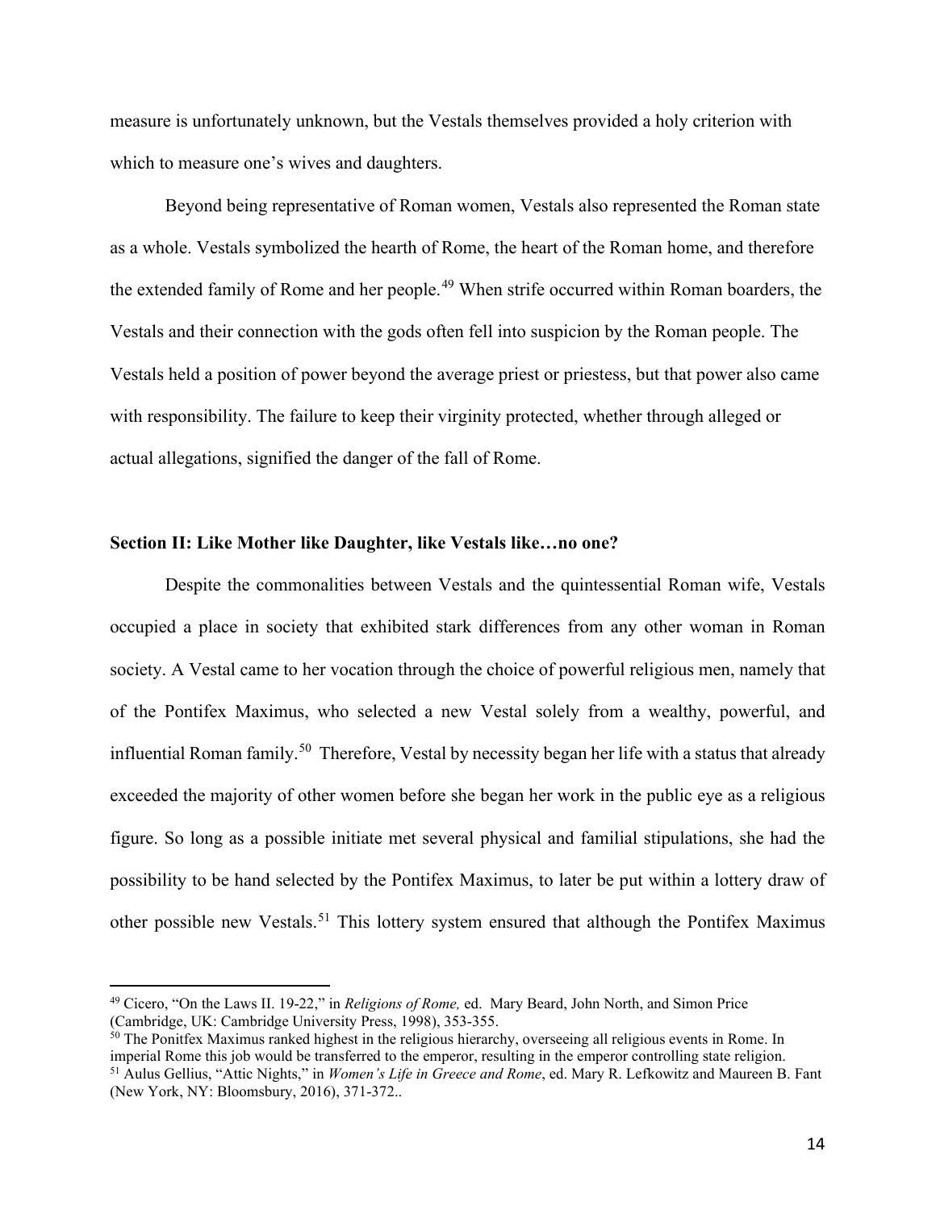measure is unfortunately unknown, but the Vestals themselves provided a holy criterion with which to measure one's wives and daughters.

Beyond being representative of Roman women, Vestals also represented the Roman state as a whole. Vestals symbolized the hearth of Rome, the heart of the Roman home, and therefore the extended family of Rome and her people.[49] When strife occurred within Roman boarders, the Vestals and their connection with the gods often fell into suspicion by the Roman people. The Vestals held a position of power beyond the average priest or priestess, but that power also came with responsibility. The failure to keep their virginity protected, whether through alleged or actual allegations, signified the danger of the fall of Rome.

**Section II: Like Mother like Daughter, like Vestals like…no one?**

Despite the commonalities between Vestals and the quintessential Roman wife, Vestals occupied a place in society that exhibited stark differences from any other woman in Roman society. A Vestal came to her vocation through the choice of powerful religious men, namely that of the Pontifex Maximus, who selected a new Vestal solely from a wealthy, powerful, and influential Roman family.[50] Therefore, Vestal by necessity began her life with a status that already exceeded the majority of other women before she began her work in the public eye as a religious figure. So long as a possible initiate met several physical and familial stipulations, she had the possibility to be hand selected by the Pontifex Maximus, to later be put within a lottery draw of other possible new Vestals.[51] This lottery system ensured that although the Pontifex Maximus

---

[49] Cicero, "On the Laws II. 19-22," in *Religions of Rome,* ed. Mary Beard, John North, and Simon Price (Cambridge, UK: Cambridge University Press, 1998), 353-355.

[50] The Ponitfex Maximus ranked highest in the religious hierarchy, overseeing all religious events in Rome. In imperial Rome this job would be transferred to the emperor, resulting in the emperor controlling state religion.

[51] Aulus Gellius, "Attic Nights," in *Women's Life in Greece and Rome*, ed. Mary R. Lefkowitz and Maureen B. Fant (New York, NY: Bloomsbury, 2016), 371-372..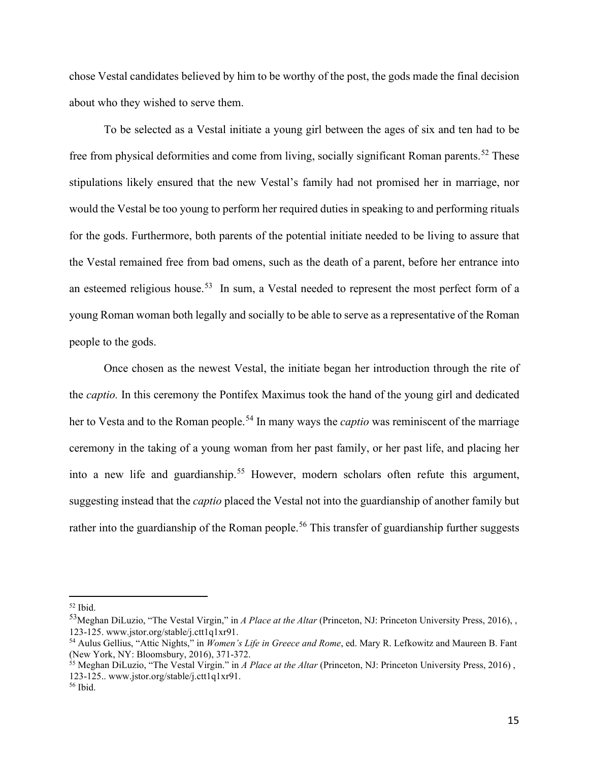chose Vestal candidates believed by him to be worthy of the post, the gods made the final decision about who they wished to serve them.

To be selected as a Vestal initiate a young girl between the ages of six and ten had to be free from physical deformities and come from living, socially significant Roman parents.[52] These stipulations likely ensured that the new Vestal's family had not promised her in marriage, nor would the Vestal be too young to perform her required duties in speaking to and performing rituals for the gods. Furthermore, both parents of the potential initiate needed to be living to assure that the Vestal remained free from bad omens, such as the death of a parent, before her entrance into an esteemed religious house.[53] In sum, a Vestal needed to represent the most perfect form of a young Roman woman both legally and socially to be able to serve as a representative of the Roman people to the gods.

Once chosen as the newest Vestal, the initiate began her introduction through the rite of the *captio.* In this ceremony the Pontifex Maximus took the hand of the young girl and dedicated her to Vesta and to the Roman people.[54] In many ways the *captio* was reminiscent of the marriage ceremony in the taking of a young woman from her past family, or her past life, and placing her into a new life and guardianship.[55] However, modern scholars often refute this argument, suggesting instead that the *captio* placed the Vestal not into the guardianship of another family but rather into the guardianship of the Roman people.[56] This transfer of guardianship further suggests

---

[52] Ibid.

[53] Meghan DiLuzio, "The Vestal Virgin," in *A Place at the Altar* (Princeton, NJ: Princeton University Press, 2016), , 123-125. www.jstor.org/stable/j.ctt1q1xr91.

[54] Aulus Gellius, "Attic Nights," in *Women's Life in Greece and Rome*, ed. Mary R. Lefkowitz and Maureen B. Fant (New York, NY: Bloomsbury, 2016), 371-372.

[55] Meghan DiLuzio, "The Vestal Virgin." in *A Place at the Altar* (Princeton, NJ: Princeton University Press, 2016) , 123-125.. www.jstor.org/stable/j.ctt1q1xr91.

[56] Ibid.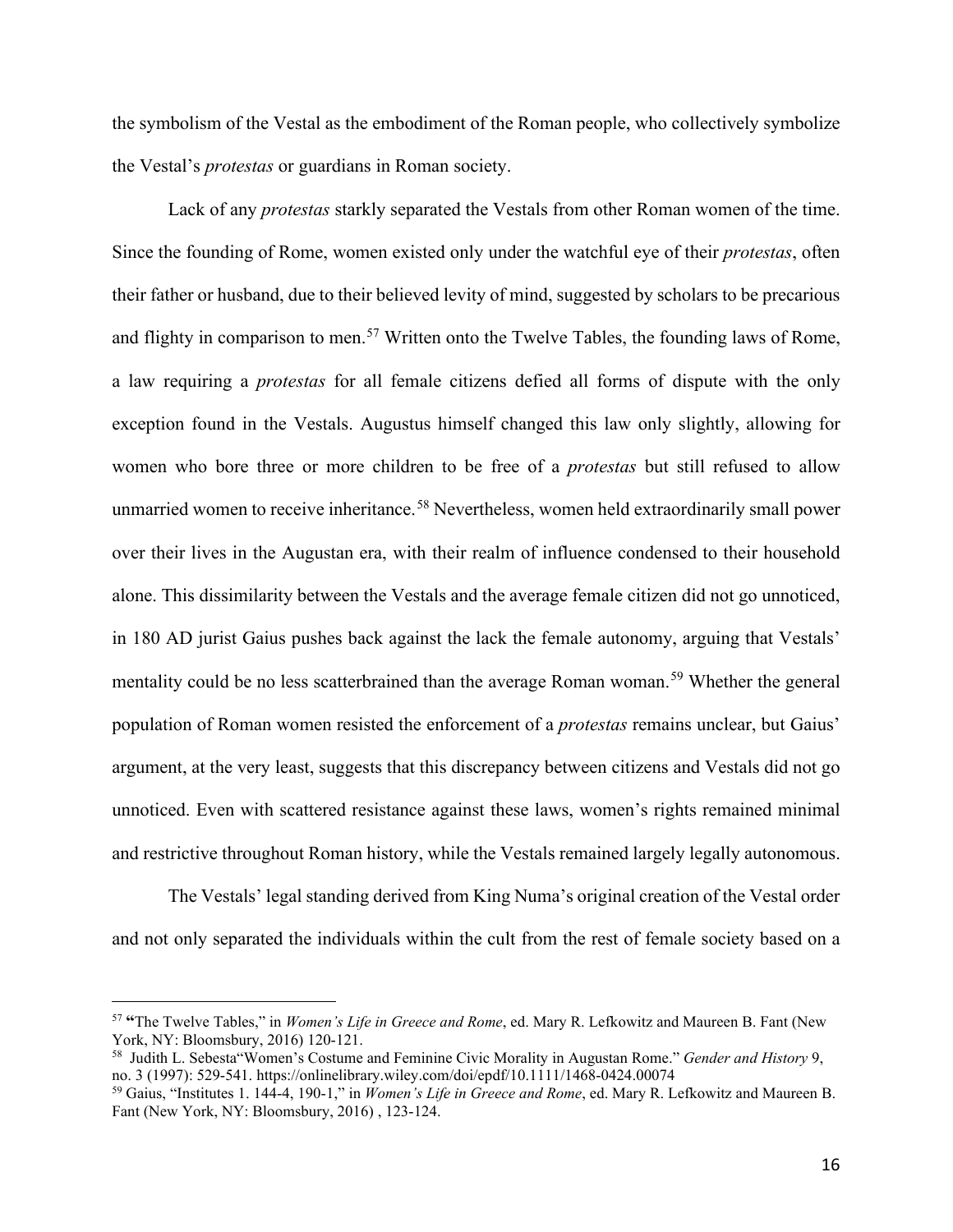the symbolism of the Vestal as the embodiment of the Roman people, who collectively symbolize the Vestal's *protestas* or guardians in Roman society.

Lack of any *protestas* starkly separated the Vestals from other Roman women of the time. Since the founding of Rome, women existed only under the watchful eye of their *protestas*, often their father or husband, due to their believed levity of mind, suggested by scholars to be precarious and flighty in comparison to men.[57] Written onto the Twelve Tables, the founding laws of Rome, a law requiring a *protestas* for all female citizens defied all forms of dispute with the only exception found in the Vestals. Augustus himself changed this law only slightly, allowing for women who bore three or more children to be free of a *protestas* but still refused to allow unmarried women to receive inheritance.[58] Nevertheless, women held extraordinarily small power over their lives in the Augustan era, with their realm of influence condensed to their household alone. This dissimilarity between the Vestals and the average female citizen did not go unnoticed, in 180 AD jurist Gaius pushes back against the lack the female autonomy, arguing that Vestals' mentality could be no less scatterbrained than the average Roman woman.[59] Whether the general population of Roman women resisted the enforcement of a *protestas* remains unclear, but Gaius' argument, at the very least, suggests that this discrepancy between citizens and Vestals did not go unnoticed. Even with scattered resistance against these laws, women's rights remained minimal and restrictive throughout Roman history, while the Vestals remained largely legally autonomous.

The Vestals' legal standing derived from King Numa's original creation of the Vestal order and not only separated the individuals within the cult from the rest of female society based on a

---

[57] **"**The Twelve Tables," in *Women's Life in Greece and Rome*, ed. Mary R. Lefkowitz and Maureen B. Fant (New York, NY: Bloomsbury, 2016) 120-121.

[58] Judith L. Sebesta"Women's Costume and Feminine Civic Morality in Augustan Rome." *Gender and History* 9, no. 3 (1997): 529-541. https://onlinelibrary.wiley.com/doi/epdf/10.1111/1468-0424.00074

[59] Gaius, "Institutes 1. 144-4, 190-1," in *Women's Life in Greece and Rome*, ed. Mary R. Lefkowitz and Maureen B. Fant (New York, NY: Bloomsbury, 2016) , 123-124.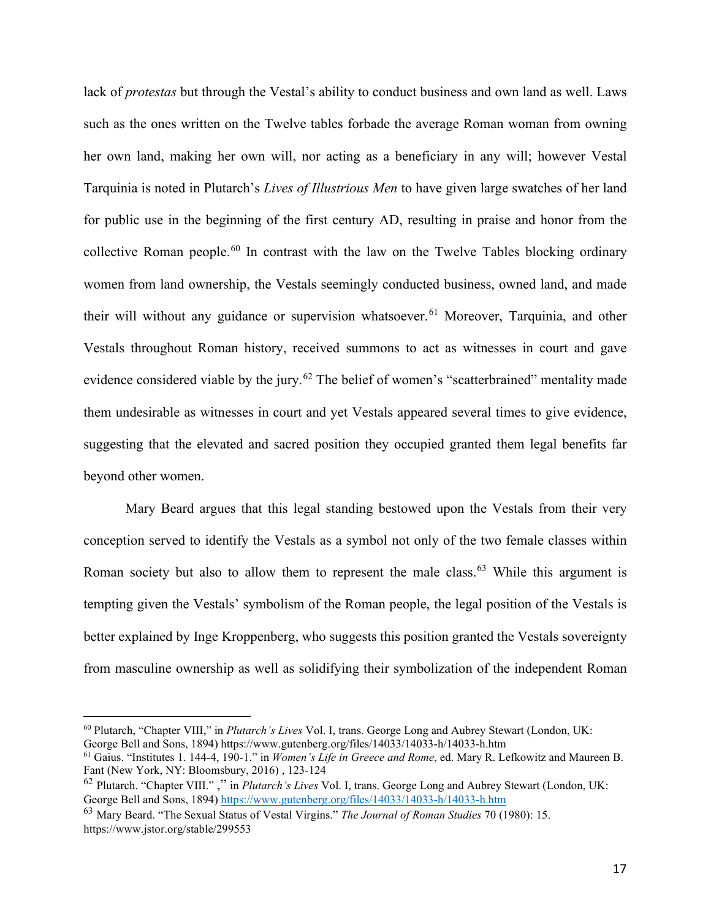lack of *protestas* but through the Vestal's ability to conduct business and own land as well. Laws such as the ones written on the Twelve tables forbade the average Roman woman from owning her own land, making her own will, nor acting as a beneficiary in any will; however Vestal Tarquinia is noted in Plutarch's *Lives of Illustrious Men* to have given large swatches of her land for public use in the beginning of the first century AD, resulting in praise and honor from the collective Roman people.[60] In contrast with the law on the Twelve Tables blocking ordinary women from land ownership, the Vestals seemingly conducted business, owned land, and made their will without any guidance or supervision whatsoever.[61] Moreover, Tarquinia, and other Vestals throughout Roman history, received summons to act as witnesses in court and gave evidence considered viable by the jury.[62] The belief of women's "scatterbrained" mentality made them undesirable as witnesses in court and yet Vestals appeared several times to give evidence, suggesting that the elevated and sacred position they occupied granted them legal benefits far beyond other women.

Mary Beard argues that this legal standing bestowed upon the Vestals from their very conception served to identify the Vestals as a symbol not only of the two female classes within Roman society but also to allow them to represent the male class.[63] While this argument is tempting given the Vestals' symbolism of the Roman people, the legal position of the Vestals is better explained by Inge Kroppenberg, who suggests this position granted the Vestals sovereignty from masculine ownership as well as solidifying their symbolization of the independent Roman

---

[60] Plutarch, "Chapter VIII," in *Plutarch's Lives* Vol. I, trans. George Long and Aubrey Stewart (London, UK: George Bell and Sons, 1894) https://www.gutenberg.org/files/14033/14033-h/14033-h.htm

[61] Gaius. "Institutes 1. 144-4, 190-1." in *Women's Life in Greece and Rome*, ed. Mary R. Lefkowitz and Maureen B. Fant (New York, NY: Bloomsbury, 2016) , 123-124

[62] Plutarch. "Chapter VIII." ," in *Plutarch's Lives* Vol. I, trans. George Long and Aubrey Stewart (London, UK: George Bell and Sons, 1894) https://www.gutenberg.org/files/14033/14033-h/14033-h.htm

[63] Mary Beard. "The Sexual Status of Vestal Virgins." *The Journal of Roman Studies* 70 (1980): 15. https://www.jstor.org/stable/299553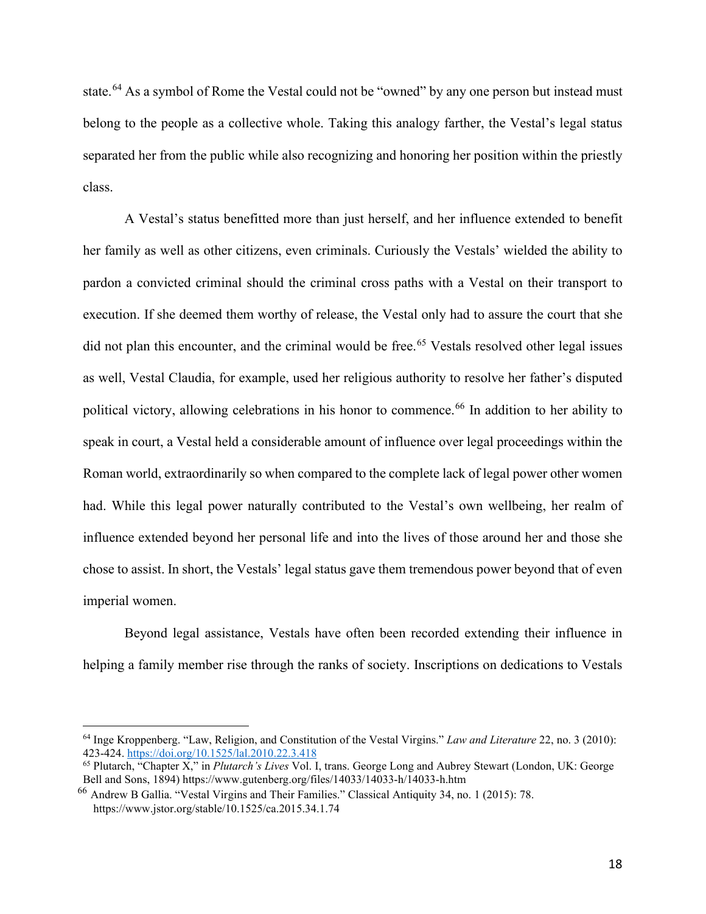state.[64] As a symbol of Rome the Vestal could not be "owned" by any one person but instead must belong to the people as a collective whole. Taking this analogy farther, the Vestal's legal status separated her from the public while also recognizing and honoring her position within the priestly class.

A Vestal's status benefitted more than just herself, and her influence extended to benefit her family as well as other citizens, even criminals. Curiously the Vestals' wielded the ability to pardon a convicted criminal should the criminal cross paths with a Vestal on their transport to execution. If she deemed them worthy of release, the Vestal only had to assure the court that she did not plan this encounter, and the criminal would be free.[65] Vestals resolved other legal issues as well, Vestal Claudia, for example, used her religious authority to resolve her father's disputed political victory, allowing celebrations in his honor to commence.[66] In addition to her ability to speak in court, a Vestal held a considerable amount of influence over legal proceedings within the Roman world, extraordinarily so when compared to the complete lack of legal power other women had. While this legal power naturally contributed to the Vestal's own wellbeing, her realm of influence extended beyond her personal life and into the lives of those around her and those she chose to assist. In short, the Vestals' legal status gave them tremendous power beyond that of even imperial women.

Beyond legal assistance, Vestals have often been recorded extending their influence in helping a family member rise through the ranks of society. Inscriptions on dedications to Vestals

---

[64] Inge Kroppenberg. "Law, Religion, and Constitution of the Vestal Virgins." *Law and Literature* 22, no. 3 (2010): 423-424. https://doi.org/10.1525/lal.2010.22.3.418

[65] Plutarch, "Chapter X," in *Plutarch's Lives* Vol. I, trans. George Long and Aubrey Stewart (London, UK: George Bell and Sons, 1894) https://www.gutenberg.org/files/14033/14033-h/14033-h.htm

[66] Andrew B Gallia. "Vestal Virgins and Their Families." Classical Antiquity 34, no. 1 (2015): 78. https://www.jstor.org/stable/10.1525/ca.2015.34.1.74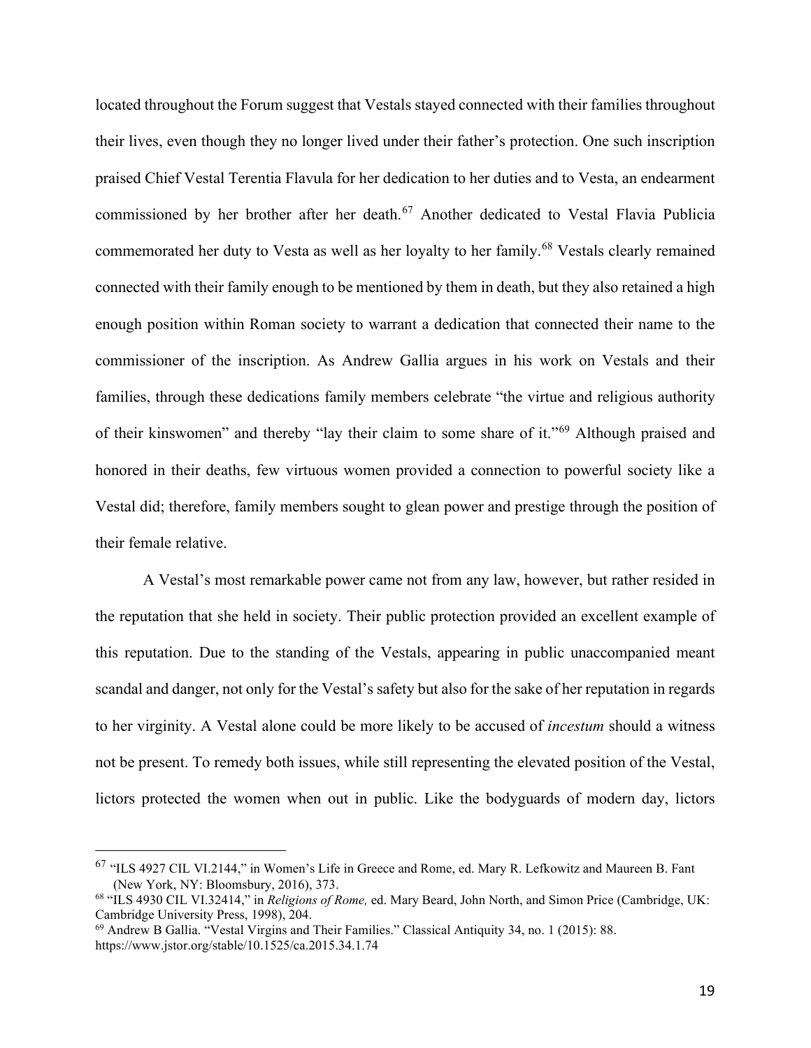located throughout the Forum suggest that Vestals stayed connected with their families throughout their lives, even though they no longer lived under their father's protection. One such inscription praised Chief Vestal Terentia Flavula for her dedication to her duties and to Vesta, an endearment commissioned by her brother after her death.[67] Another dedicated to Vestal Flavia Publicia commemorated her duty to Vesta as well as her loyalty to her family.[68] Vestals clearly remained connected with their family enough to be mentioned by them in death, but they also retained a high enough position within Roman society to warrant a dedication that connected their name to the commissioner of the inscription. As Andrew Gallia argues in his work on Vestals and their families, through these dedications family members celebrate "the virtue and religious authority of their kinswomen" and thereby "lay their claim to some share of it."[69] Although praised and honored in their deaths, few virtuous women provided a connection to powerful society like a Vestal did; therefore, family members sought to glean power and prestige through the position of their female relative.

A Vestal's most remarkable power came not from any law, however, but rather resided in the reputation that she held in society. Their public protection provided an excellent example of this reputation. Due to the standing of the Vestals, appearing in public unaccompanied meant scandal and danger, not only for the Vestal's safety but also for the sake of her reputation in regards to her virginity. A Vestal alone could be more likely to be accused of *incestum* should a witness not be present. To remedy both issues, while still representing the elevated position of the Vestal, lictors protected the women when out in public. Like the bodyguards of modern day, lictors

---

[67] "ILS 4927 CIL VI.2144," in Women's Life in Greece and Rome, ed. Mary R. Lefkowitz and Maureen B. Fant (New York, NY: Bloomsbury, 2016), 373.

[68] "ILS 4930 CIL VI.32414," in *Religions of Rome,* ed. Mary Beard, John North, and Simon Price (Cambridge, UK: Cambridge University Press, 1998), 204.

[69] Andrew B Gallia. "Vestal Virgins and Their Families." Classical Antiquity 34, no. 1 (2015): 88. https://www.jstor.org/stable/10.1525/ca.2015.34.1.74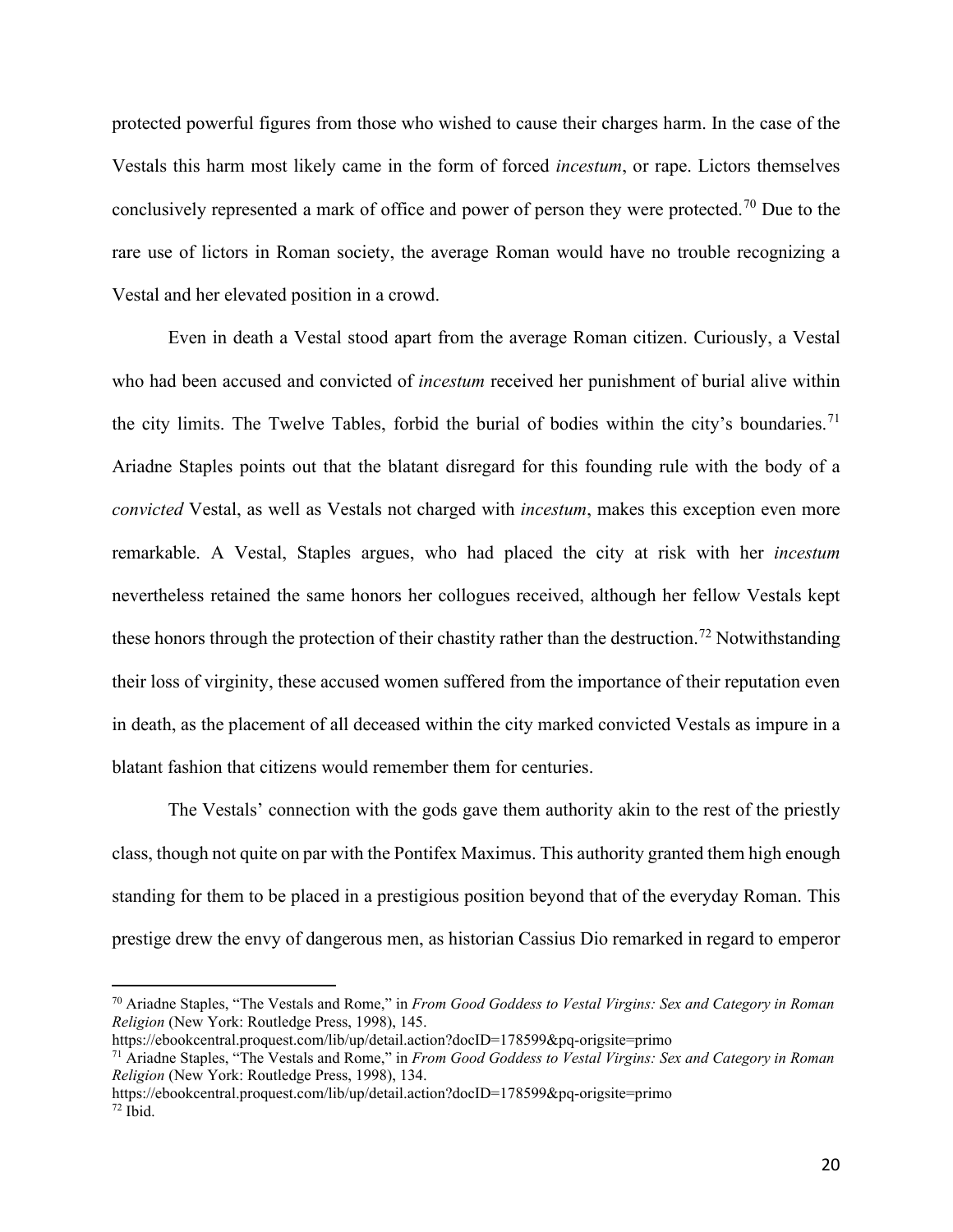protected powerful figures from those who wished to cause their charges harm. In the case of the Vestals this harm most likely came in the form of forced *incestum*, or rape. Lictors themselves conclusively represented a mark of office and power of person they were protected.[70] Due to the rare use of lictors in Roman society, the average Roman would have no trouble recognizing a Vestal and her elevated position in a crowd.

Even in death a Vestal stood apart from the average Roman citizen. Curiously, a Vestal who had been accused and convicted of *incestum* received her punishment of burial alive within the city limits. The Twelve Tables, forbid the burial of bodies within the city's boundaries.[71] Ariadne Staples points out that the blatant disregard for this founding rule with the body of a *convicted* Vestal, as well as Vestals not charged with *incestum*, makes this exception even more remarkable. A Vestal, Staples argues, who had placed the city at risk with her *incestum* nevertheless retained the same honors her collogues received, although her fellow Vestals kept these honors through the protection of their chastity rather than the destruction.[72] Notwithstanding their loss of virginity, these accused women suffered from the importance of their reputation even in death, as the placement of all deceased within the city marked convicted Vestals as impure in a blatant fashion that citizens would remember them for centuries.

The Vestals' connection with the gods gave them authority akin to the rest of the priestly class, though not quite on par with the Pontifex Maximus. This authority granted them high enough standing for them to be placed in a prestigious position beyond that of the everyday Roman. This prestige drew the envy of dangerous men, as historian Cassius Dio remarked in regard to emperor

---

[70] Ariadne Staples, "The Vestals and Rome," in *From Good Goddess to Vestal Virgins: Sex and Category in Roman Religion* (New York: Routledge Press, 1998), 145. https://ebookcentral.proquest.com/lib/up/detail.action?docID=178599&pq-origsite=primo

[71] Ariadne Staples, "The Vestals and Rome," in *From Good Goddess to Vestal Virgins: Sex and Category in Roman Religion* (New York: Routledge Press, 1998), 134. https://ebookcentral.proquest.com/lib/up/detail.action?docID=178599&pq-origsite=primo

[72] Ibid.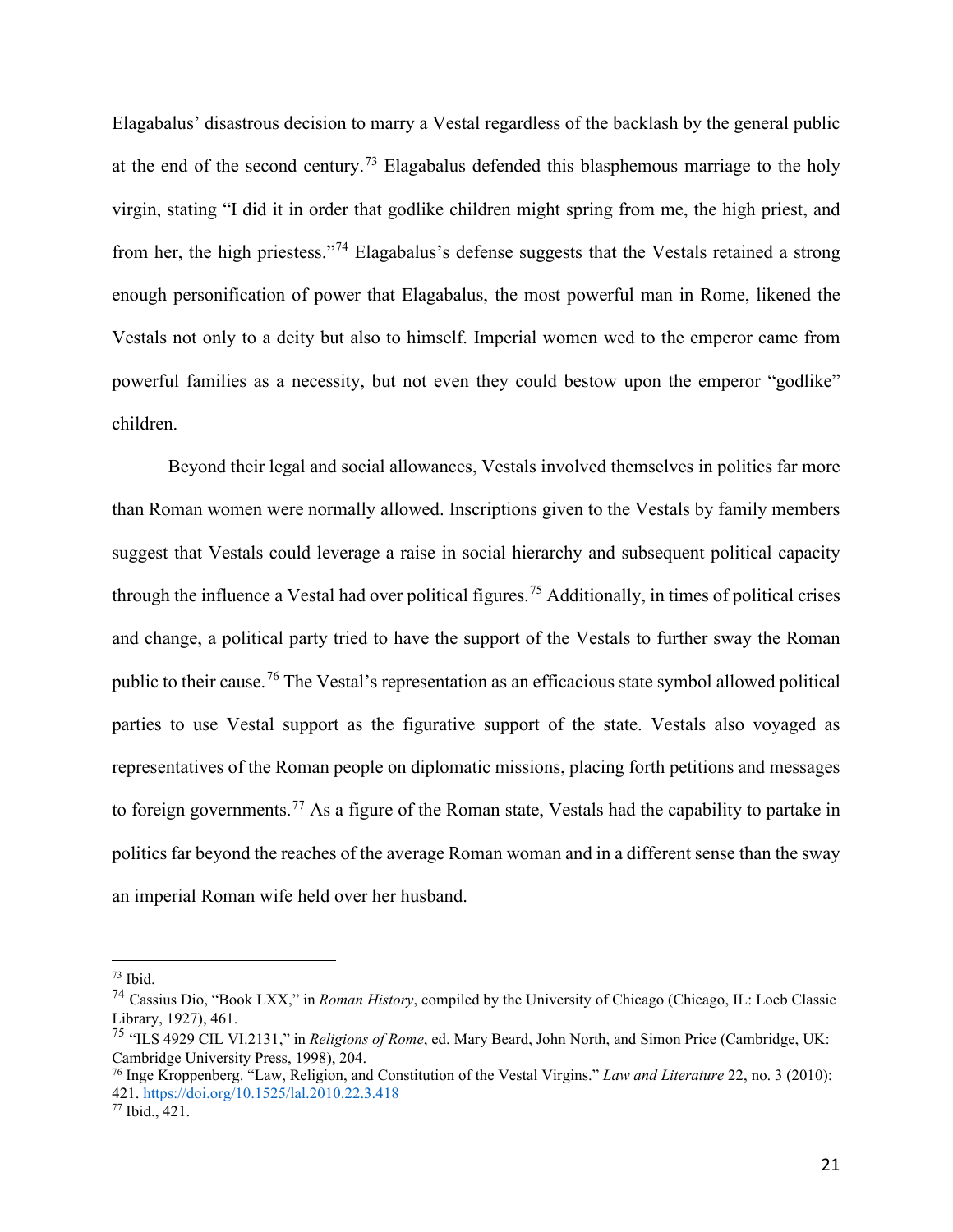Elagabalus' disastrous decision to marry a Vestal regardless of the backlash by the general public at the end of the second century.[73] Elagabalus defended this blasphemous marriage to the holy virgin, stating "I did it in order that godlike children might spring from me, the high priest, and from her, the high priestess."[74] Elagabalus's defense suggests that the Vestals retained a strong enough personification of power that Elagabalus, the most powerful man in Rome, likened the Vestals not only to a deity but also to himself. Imperial women wed to the emperor came from powerful families as a necessity, but not even they could bestow upon the emperor "godlike" children.

Beyond their legal and social allowances, Vestals involved themselves in politics far more than Roman women were normally allowed. Inscriptions given to the Vestals by family members suggest that Vestals could leverage a raise in social hierarchy and subsequent political capacity through the influence a Vestal had over political figures.[75] Additionally, in times of political crises and change, a political party tried to have the support of the Vestals to further sway the Roman public to their cause.[76] The Vestal's representation as an efficacious state symbol allowed political parties to use Vestal support as the figurative support of the state. Vestals also voyaged as representatives of the Roman people on diplomatic missions, placing forth petitions and messages to foreign governments.[77] As a figure of the Roman state, Vestals had the capability to partake in politics far beyond the reaches of the average Roman woman and in a different sense than the sway an imperial Roman wife held over her husband.

---

[73] Ibid.

[74] Cassius Dio, "Book LXX," in *Roman History*, compiled by the University of Chicago (Chicago, IL: Loeb Classic Library, 1927), 461.

[75] "ILS 4929 CIL VI.2131," in *Religions of Rome*, ed. Mary Beard, John North, and Simon Price (Cambridge, UK: Cambridge University Press, 1998), 204.

[76] Inge Kroppenberg. "Law, Religion, and Constitution of the Vestal Virgins." *Law and Literature* 22, no. 3 (2010): 421. https://doi.org/10.1525/lal.2010.22.3.418

[77] Ibid., 421.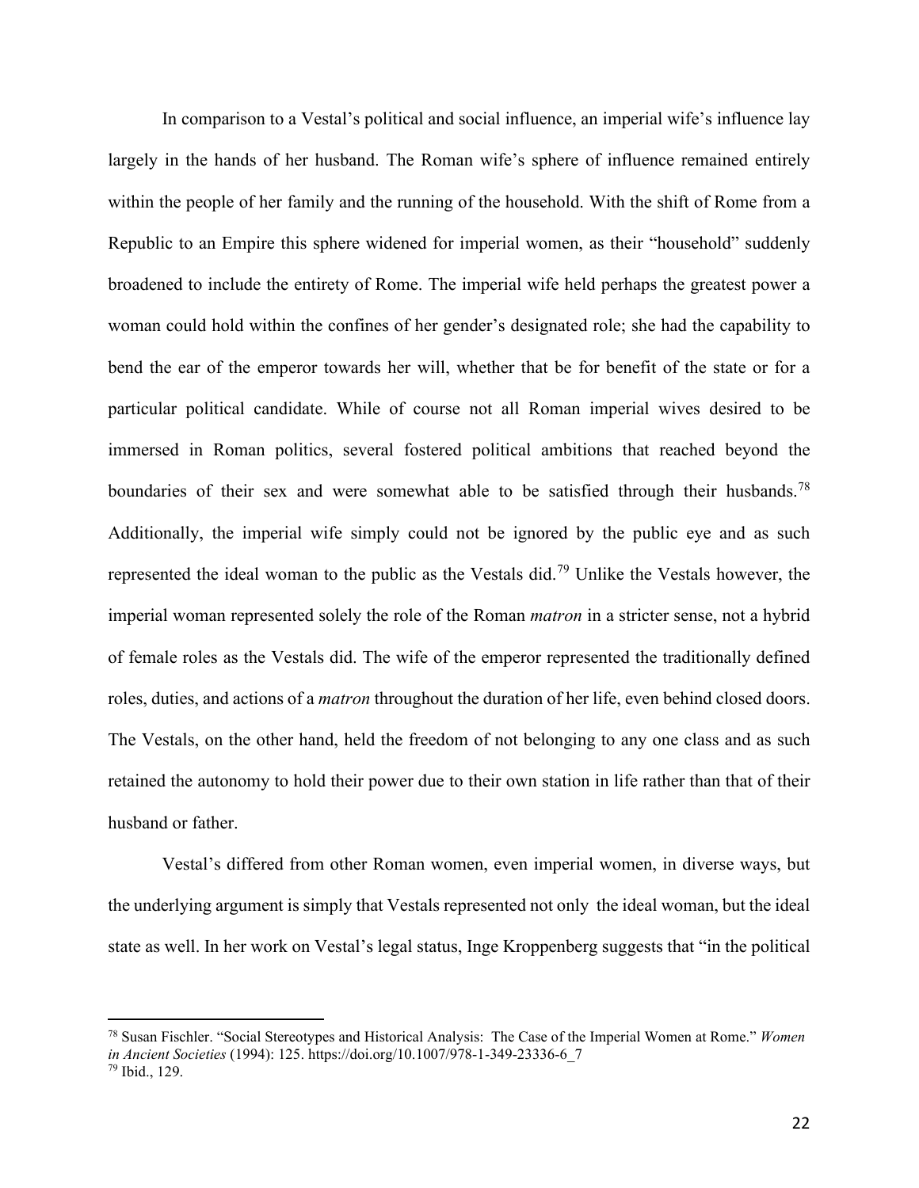In comparison to a Vestal's political and social influence, an imperial wife's influence lay largely in the hands of her husband. The Roman wife's sphere of influence remained entirely within the people of her family and the running of the household. With the shift of Rome from a Republic to an Empire this sphere widened for imperial women, as their "household" suddenly broadened to include the entirety of Rome. The imperial wife held perhaps the greatest power a woman could hold within the confines of her gender's designated role; she had the capability to bend the ear of the emperor towards her will, whether that be for benefit of the state or for a particular political candidate. While of course not all Roman imperial wives desired to be immersed in Roman politics, several fostered political ambitions that reached beyond the boundaries of their sex and were somewhat able to be satisfied through their husbands.[78] Additionally, the imperial wife simply could not be ignored by the public eye and as such represented the ideal woman to the public as the Vestals did.[79] Unlike the Vestals however, the imperial woman represented solely the role of the Roman *matron* in a stricter sense, not a hybrid of female roles as the Vestals did. The wife of the emperor represented the traditionally defined roles, duties, and actions of a *matron* throughout the duration of her life, even behind closed doors. The Vestals, on the other hand, held the freedom of not belonging to any one class and as such retained the autonomy to hold their power due to their own station in life rather than that of their husband or father.

Vestal's differed from other Roman women, even imperial women, in diverse ways, but the underlying argument is simply that Vestals represented not only the ideal woman, but the ideal state as well. In her work on Vestal's legal status, Inge Kroppenberg suggests that "in the political

---

[78] Susan Fischler. "Social Stereotypes and Historical Analysis: The Case of the Imperial Women at Rome." *Women in Ancient Societies* (1994): 125. https://doi.org/10.1007/978-1-349-23336-6_7

[79] Ibid., 129.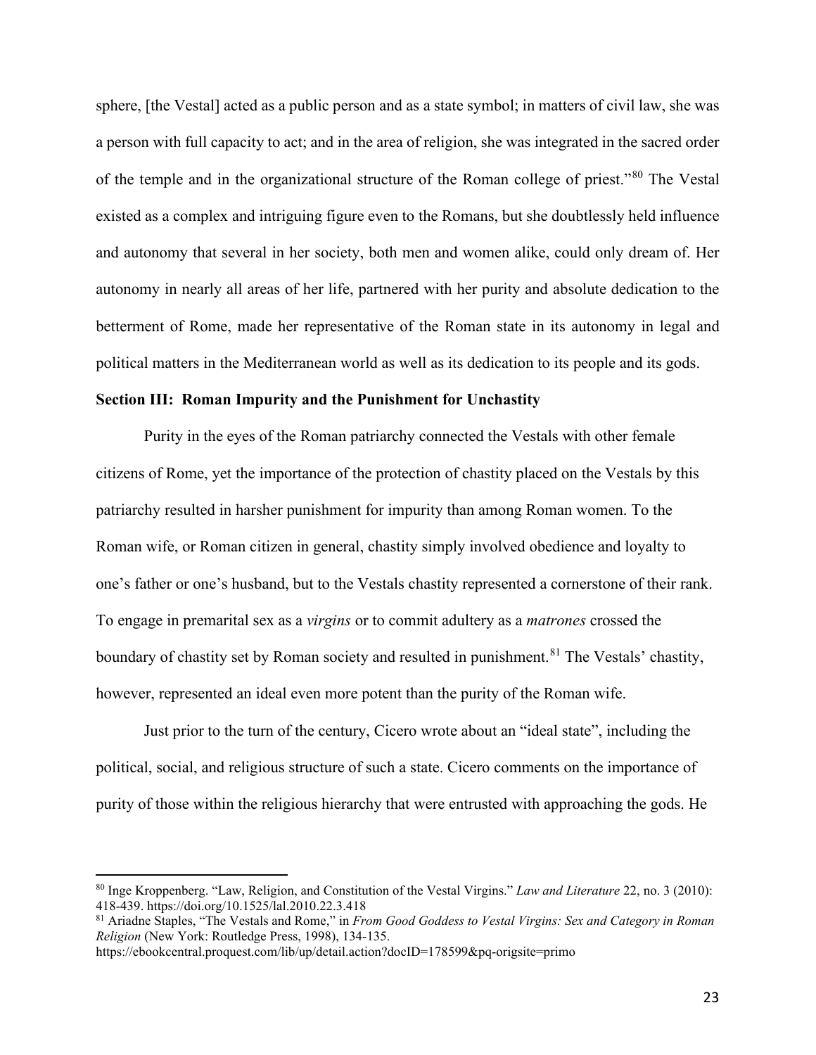sphere, [the Vestal] acted as a public person and as a state symbol; in matters of civil law, she was a person with full capacity to act; and in the area of religion, she was integrated in the sacred order of the temple and in the organizational structure of the Roman college of priest."[80] The Vestal existed as a complex and intriguing figure even to the Romans, but she doubtlessly held influence and autonomy that several in her society, both men and women alike, could only dream of. Her autonomy in nearly all areas of her life, partnered with her purity and absolute dedication to the betterment of Rome, made her representative of the Roman state in its autonomy in legal and political matters in the Mediterranean world as well as its dedication to its people and its gods.

**Section III: Roman Impurity and the Punishment for Unchastity**

Purity in the eyes of the Roman patriarchy connected the Vestals with other female citizens of Rome, yet the importance of the protection of chastity placed on the Vestals by this patriarchy resulted in harsher punishment for impurity than among Roman women. To the Roman wife, or Roman citizen in general, chastity simply involved obedience and loyalty to one's father or one's husband, but to the Vestals chastity represented a cornerstone of their rank. To engage in premarital sex as a *virgins* or to commit adultery as a *matrones* crossed the boundary of chastity set by Roman society and resulted in punishment.[81] The Vestals' chastity, however, represented an ideal even more potent than the purity of the Roman wife.

Just prior to the turn of the century, Cicero wrote about an "ideal state", including the political, social, and religious structure of such a state. Cicero comments on the importance of purity of those within the religious hierarchy that were entrusted with approaching the gods. He

---

[80] Inge Kroppenberg. "Law, Religion, and Constitution of the Vestal Virgins." *Law and Literature* 22, no. 3 (2010): 418-439. https://doi.org/10.1525/lal.2010.22.3.418

[81] Ariadne Staples, "The Vestals and Rome," in *From Good Goddess to Vestal Virgins: Sex and Category in Roman Religion* (New York: Routledge Press, 1998), 134-135. https://ebookcentral.proquest.com/lib/up/detail.action?docID=178599&pq-origsite=primo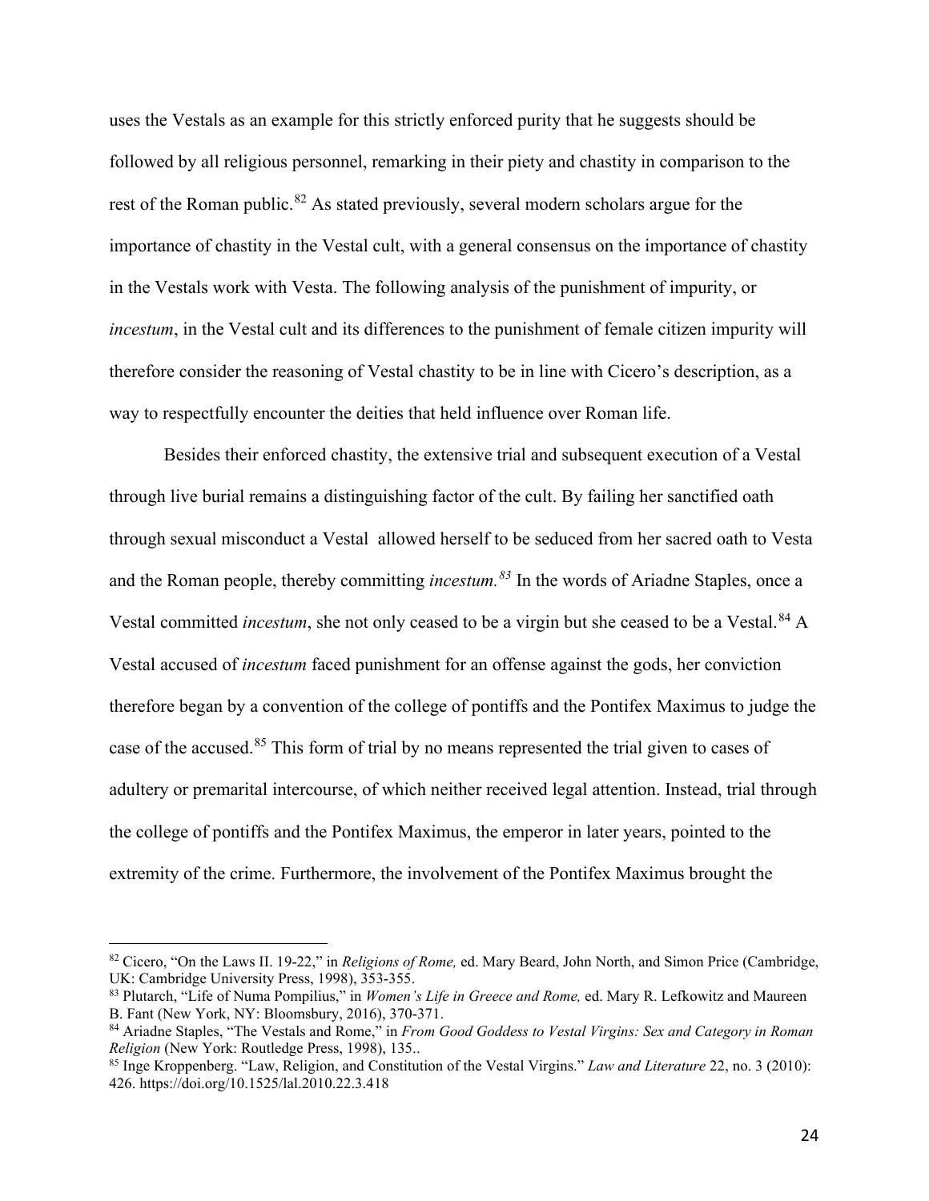uses the Vestals as an example for this strictly enforced purity that he suggests should be followed by all religious personnel, remarking in their piety and chastity in comparison to the rest of the Roman public.[82] As stated previously, several modern scholars argue for the importance of chastity in the Vestal cult, with a general consensus on the importance of chastity in the Vestals work with Vesta. The following analysis of the punishment of impurity, or *incestum*, in the Vestal cult and its differences to the punishment of female citizen impurity will therefore consider the reasoning of Vestal chastity to be in line with Cicero's description, as a way to respectfully encounter the deities that held influence over Roman life.

Besides their enforced chastity, the extensive trial and subsequent execution of a Vestal through live burial remains a distinguishing factor of the cult. By failing her sanctified oath through sexual misconduct a Vestal allowed herself to be seduced from her sacred oath to Vesta and the Roman people, thereby committing *incestum.*[83] In the words of Ariadne Staples, once a Vestal committed *incestum*, she not only ceased to be a virgin but she ceased to be a Vestal.[84] A Vestal accused of *incestum* faced punishment for an offense against the gods, her conviction therefore began by a convention of the college of pontiffs and the Pontifex Maximus to judge the case of the accused.[85] This form of trial by no means represented the trial given to cases of adultery or premarital intercourse, of which neither received legal attention. Instead, trial through the college of pontiffs and the Pontifex Maximus, the emperor in later years, pointed to the extremity of the crime. Furthermore, the involvement of the Pontifex Maximus brought the

[82] Cicero, "On the Laws II. 19-22," in *Religions of Rome,* ed. Mary Beard, John North, and Simon Price (Cambridge, UK: Cambridge University Press, 1998), 353-355.

[83] Plutarch, "Life of Numa Pompilius," in *Women's Life in Greece and Rome,* ed. Mary R. Lefkowitz and Maureen B. Fant (New York, NY: Bloomsbury, 2016), 370-371.

[84] Ariadne Staples, "The Vestals and Rome," in *From Good Goddess to Vestal Virgins: Sex and Category in Roman Religion* (New York: Routledge Press, 1998), 135..

[85] Inge Kroppenberg. "Law, Religion, and Constitution of the Vestal Virgins." *Law and Literature* 22, no. 3 (2010): 426. https://doi.org/10.1525/lal.2010.22.3.418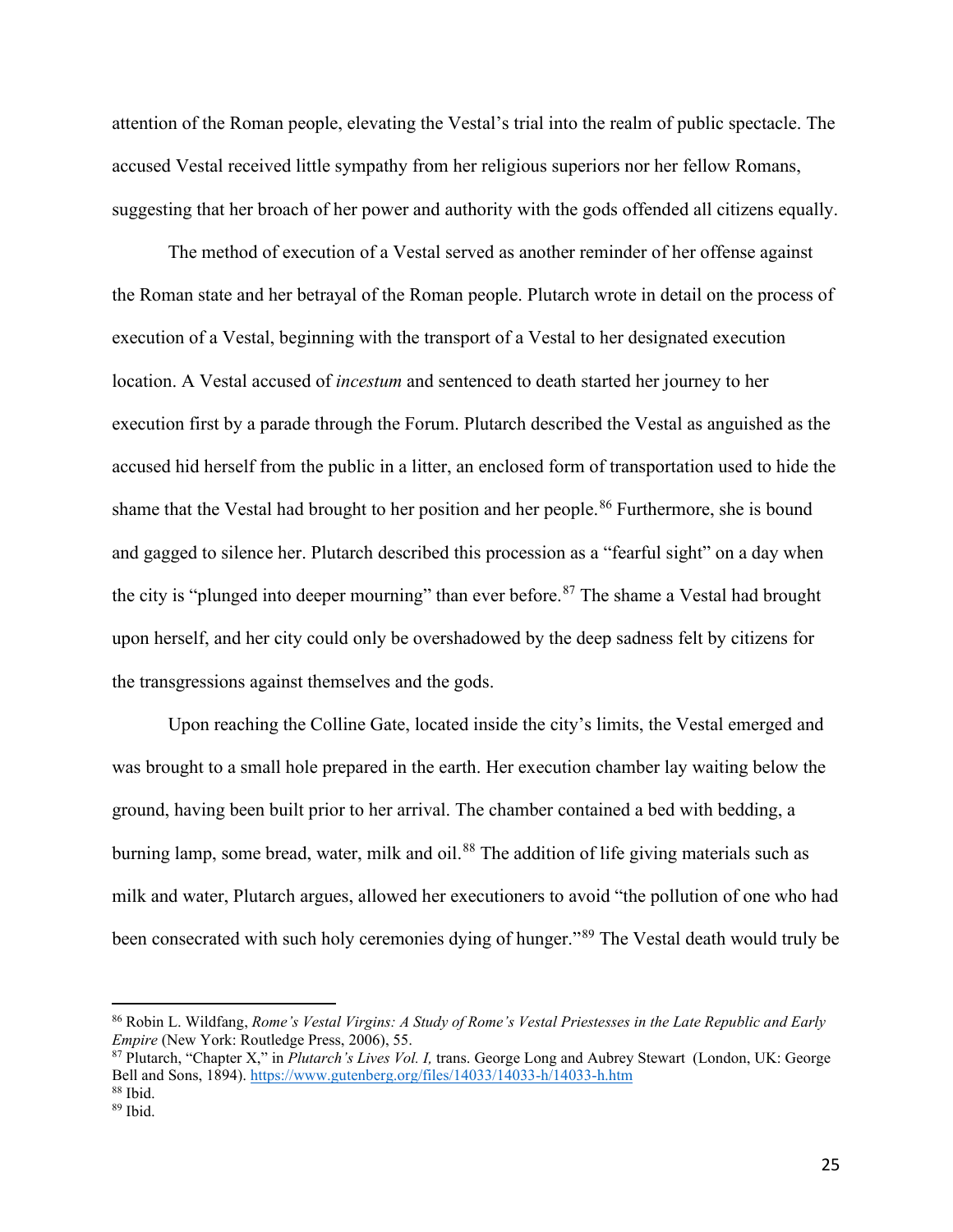attention of the Roman people, elevating the Vestal's trial into the realm of public spectacle. The accused Vestal received little sympathy from her religious superiors nor her fellow Romans, suggesting that her broach of her power and authority with the gods offended all citizens equally.

The method of execution of a Vestal served as another reminder of her offense against the Roman state and her betrayal of the Roman people. Plutarch wrote in detail on the process of execution of a Vestal, beginning with the transport of a Vestal to her designated execution location. A Vestal accused of *incestum* and sentenced to death started her journey to her execution first by a parade through the Forum. Plutarch described the Vestal as anguished as the accused hid herself from the public in a litter, an enclosed form of transportation used to hide the shame that the Vestal had brought to her position and her people.[86] Furthermore, she is bound and gagged to silence her. Plutarch described this procession as a "fearful sight" on a day when the city is "plunged into deeper mourning" than ever before.[87] The shame a Vestal had brought upon herself, and her city could only be overshadowed by the deep sadness felt by citizens for the transgressions against themselves and the gods.

Upon reaching the Colline Gate, located inside the city's limits, the Vestal emerged and was brought to a small hole prepared in the earth. Her execution chamber lay waiting below the ground, having been built prior to her arrival. The chamber contained a bed with bedding, a burning lamp, some bread, water, milk and oil.[88] The addition of life giving materials such as milk and water, Plutarch argues, allowed her executioners to avoid "the pollution of one who had been consecrated with such holy ceremonies dying of hunger."[89] The Vestal death would truly be

---

[86] Robin L. Wildfang, *Rome's Vestal Virgins: A Study of Rome's Vestal Priestesses in the Late Republic and Early Empire* (New York: Routledge Press, 2006), 55.

[87] Plutarch, "Chapter X," in *Plutarch's Lives Vol. I,* trans. George Long and Aubrey Stewart (London, UK: George Bell and Sons, 1894). https://www.gutenberg.org/files/14033/14033-h/14033-h.htm

[88] Ibid.

[89] Ibid.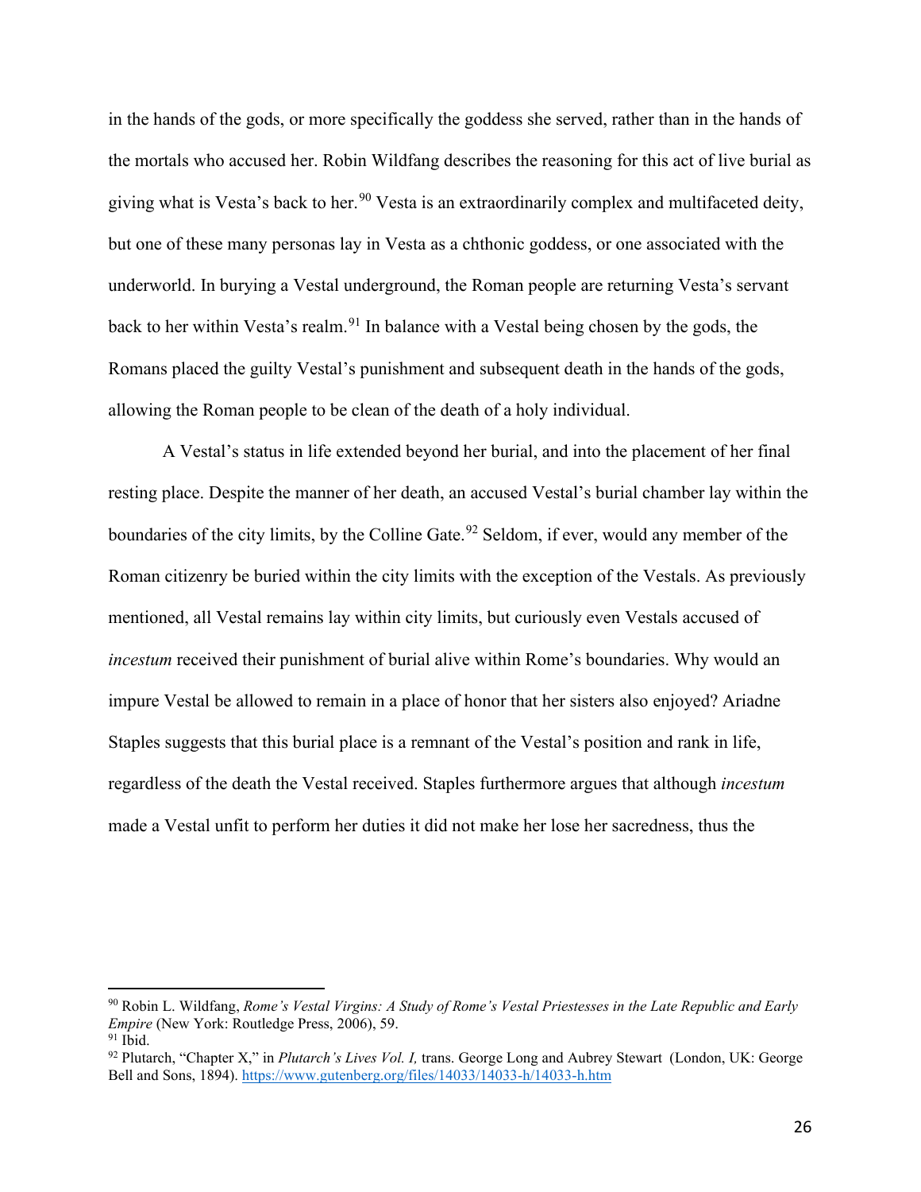in the hands of the gods, or more specifically the goddess she served, rather than in the hands of the mortals who accused her. Robin Wildfang describes the reasoning for this act of live burial as giving what is Vesta's back to her.[90] Vesta is an extraordinarily complex and multifaceted deity, but one of these many personas lay in Vesta as a chthonic goddess, or one associated with the underworld. In burying a Vestal underground, the Roman people are returning Vesta's servant back to her within Vesta's realm.[91] In balance with a Vestal being chosen by the gods, the Romans placed the guilty Vestal's punishment and subsequent death in the hands of the gods, allowing the Roman people to be clean of the death of a holy individual.

A Vestal's status in life extended beyond her burial, and into the placement of her final resting place. Despite the manner of her death, an accused Vestal's burial chamber lay within the boundaries of the city limits, by the Colline Gate.[92] Seldom, if ever, would any member of the Roman citizenry be buried within the city limits with the exception of the Vestals. As previously mentioned, all Vestal remains lay within city limits, but curiously even Vestals accused of *incestum* received their punishment of burial alive within Rome's boundaries. Why would an impure Vestal be allowed to remain in a place of honor that her sisters also enjoyed? Ariadne Staples suggests that this burial place is a remnant of the Vestal's position and rank in life, regardless of the death the Vestal received. Staples furthermore argues that although *incestum* made a Vestal unfit to perform her duties it did not make her lose her sacredness, thus the

---

[90] Robin L. Wildfang, *Rome's Vestal Virgins: A Study of Rome's Vestal Priestesses in the Late Republic and Early Empire* (New York: Routledge Press, 2006), 59.

[91] Ibid.

[92] Plutarch, "Chapter X," in *Plutarch's Lives Vol. I,* trans. George Long and Aubrey Stewart (London, UK: George Bell and Sons, 1894). https://www.gutenberg.org/files/14033/14033-h/14033-h.htm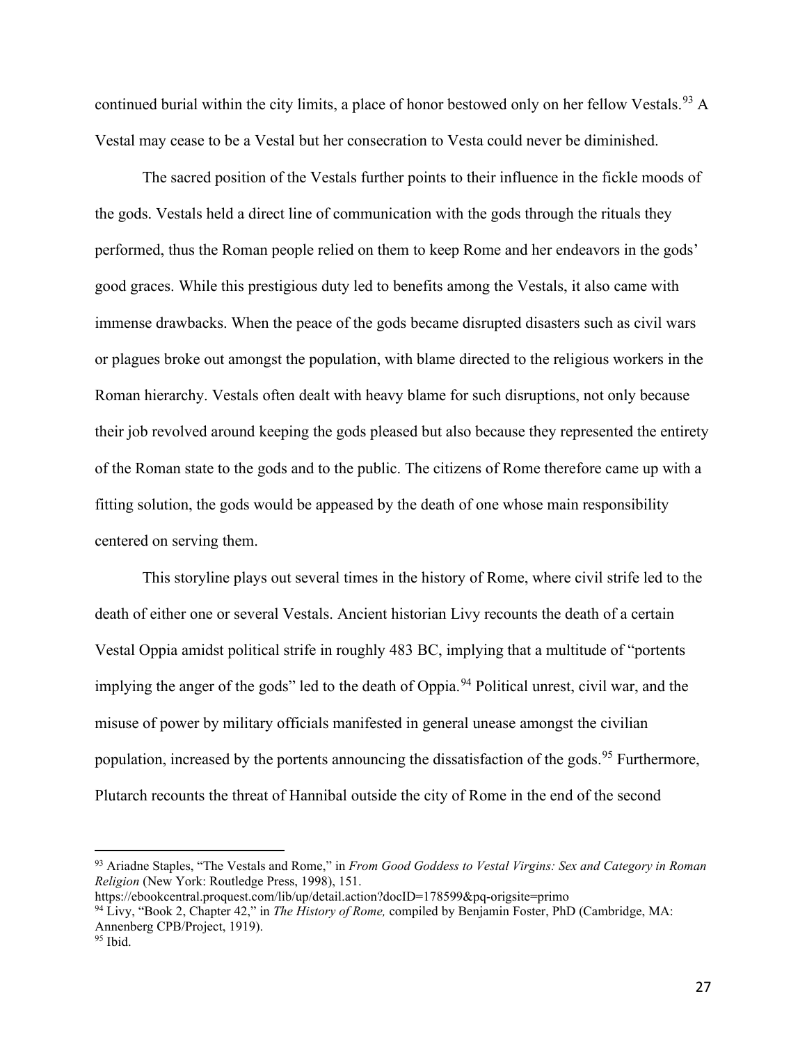continued burial within the city limits, a place of honor bestowed only on her fellow Vestals.[93] A Vestal may cease to be a Vestal but her consecration to Vesta could never be diminished.

The sacred position of the Vestals further points to their influence in the fickle moods of the gods. Vestals held a direct line of communication with the gods through the rituals they performed, thus the Roman people relied on them to keep Rome and her endeavors in the gods' good graces. While this prestigious duty led to benefits among the Vestals, it also came with immense drawbacks. When the peace of the gods became disrupted disasters such as civil wars or plagues broke out amongst the population, with blame directed to the religious workers in the Roman hierarchy. Vestals often dealt with heavy blame for such disruptions, not only because their job revolved around keeping the gods pleased but also because they represented the entirety of the Roman state to the gods and to the public. The citizens of Rome therefore came up with a fitting solution, the gods would be appeased by the death of one whose main responsibility centered on serving them.

This storyline plays out several times in the history of Rome, where civil strife led to the death of either one or several Vestals. Ancient historian Livy recounts the death of a certain Vestal Oppia amidst political strife in roughly 483 BC, implying that a multitude of "portents implying the anger of the gods" led to the death of Oppia.[94] Political unrest, civil war, and the misuse of power by military officials manifested in general unease amongst the civilian population, increased by the portents announcing the dissatisfaction of the gods.[95] Furthermore, Plutarch recounts the threat of Hannibal outside the city of Rome in the end of the second

---

[93] Ariadne Staples, "The Vestals and Rome," in *From Good Goddess to Vestal Virgins: Sex and Category in Roman Religion* (New York: Routledge Press, 1998), 151. https://ebookcentral.proquest.com/lib/up/detail.action?docID=178599&pq-origsite=primo

[94] Livy, "Book 2, Chapter 42," in *The History of Rome,* compiled by Benjamin Foster, PhD (Cambridge, MA: Annenberg CPB/Project, 1919).

[95] Ibid.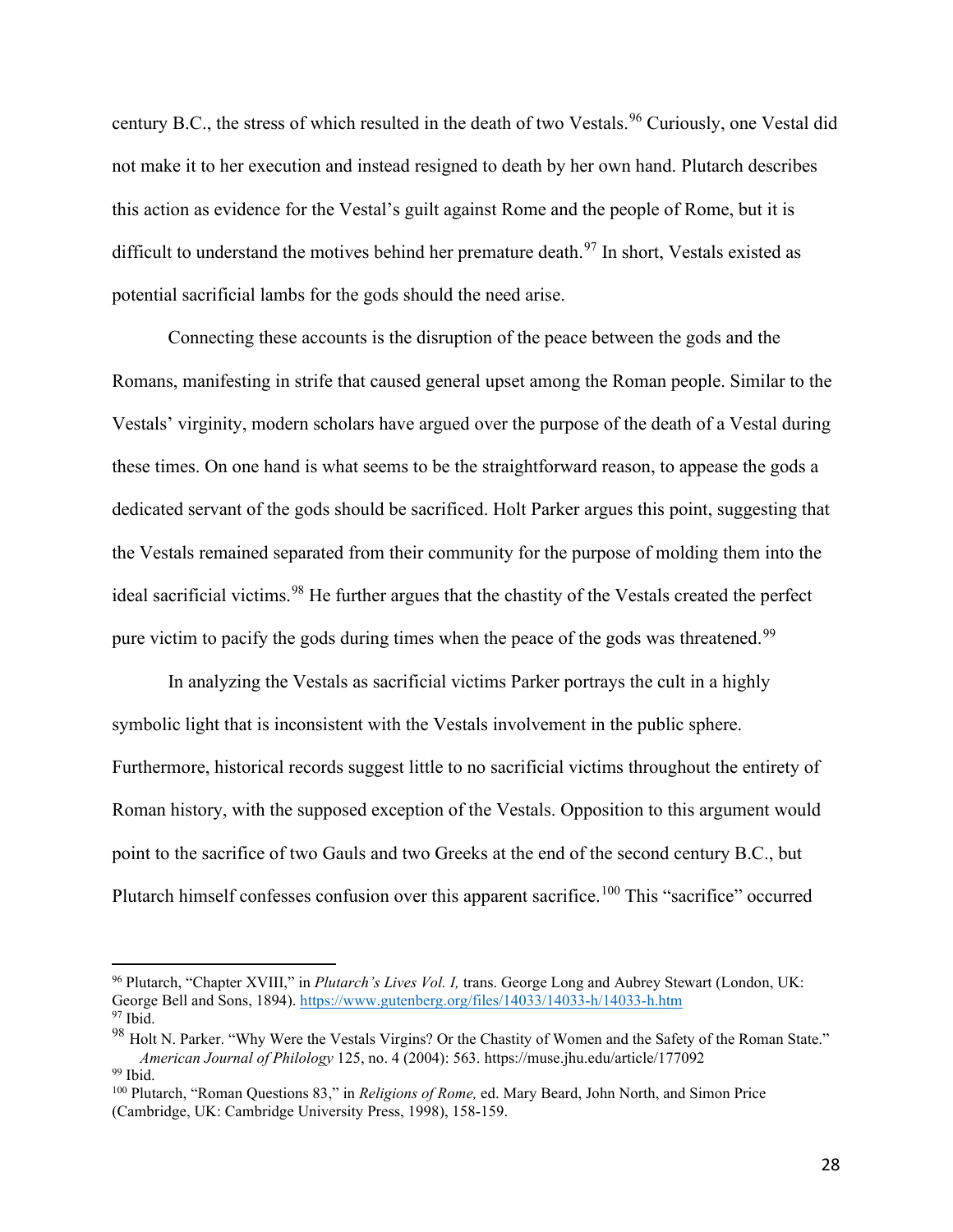century B.C., the stress of which resulted in the death of two Vestals.[96] Curiously, one Vestal did not make it to her execution and instead resigned to death by her own hand. Plutarch describes this action as evidence for the Vestal's guilt against Rome and the people of Rome, but it is difficult to understand the motives behind her premature death.[97] In short, Vestals existed as potential sacrificial lambs for the gods should the need arise.

Connecting these accounts is the disruption of the peace between the gods and the Romans, manifesting in strife that caused general upset among the Roman people. Similar to the Vestals' virginity, modern scholars have argued over the purpose of the death of a Vestal during these times. On one hand is what seems to be the straightforward reason, to appease the gods a dedicated servant of the gods should be sacrificed. Holt Parker argues this point, suggesting that the Vestals remained separated from their community for the purpose of molding them into the ideal sacrificial victims.[98] He further argues that the chastity of the Vestals created the perfect pure victim to pacify the gods during times when the peace of the gods was threatened.[99]

In analyzing the Vestals as sacrificial victims Parker portrays the cult in a highly symbolic light that is inconsistent with the Vestals involvement in the public sphere. Furthermore, historical records suggest little to no sacrificial victims throughout the entirety of Roman history, with the supposed exception of the Vestals. Opposition to this argument would point to the sacrifice of two Gauls and two Greeks at the end of the second century B.C., but Plutarch himself confesses confusion over this apparent sacrifice.[100] This "sacrifice" occurred

---

[96] Plutarch, "Chapter XVIII," in *Plutarch's Lives Vol. I,* trans. George Long and Aubrey Stewart (London, UK: George Bell and Sons, 1894). https://www.gutenberg.org/files/14033/14033-h/14033-h.htm

[97] Ibid.

[98] Holt N. Parker. "Why Were the Vestals Virgins? Or the Chastity of Women and the Safety of the Roman State." *American Journal of Philology* 125, no. 4 (2004): 563. https://muse.jhu.edu/article/177092

[99] Ibid.

[100] Plutarch, "Roman Questions 83," in *Religions of Rome,* ed. Mary Beard, John North, and Simon Price (Cambridge, UK: Cambridge University Press, 1998), 158-159.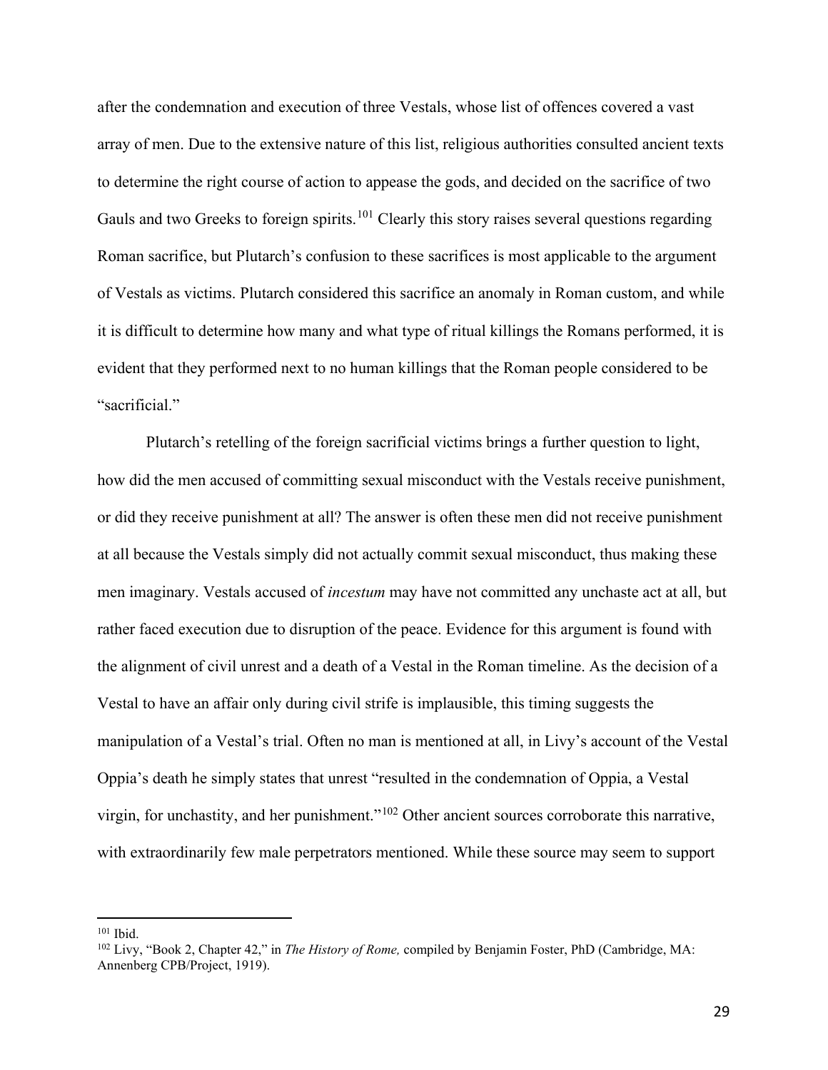after the condemnation and execution of three Vestals, whose list of offences covered a vast array of men. Due to the extensive nature of this list, religious authorities consulted ancient texts to determine the right course of action to appease the gods, and decided on the sacrifice of two Gauls and two Greeks to foreign spirits.[101] Clearly this story raises several questions regarding Roman sacrifice, but Plutarch's confusion to these sacrifices is most applicable to the argument of Vestals as victims. Plutarch considered this sacrifice an anomaly in Roman custom, and while it is difficult to determine how many and what type of ritual killings the Romans performed, it is evident that they performed next to no human killings that the Roman people considered to be "sacrificial."

Plutarch's retelling of the foreign sacrificial victims brings a further question to light, how did the men accused of committing sexual misconduct with the Vestals receive punishment, or did they receive punishment at all? The answer is often these men did not receive punishment at all because the Vestals simply did not actually commit sexual misconduct, thus making these men imaginary. Vestals accused of *incestum* may have not committed any unchaste act at all, but rather faced execution due to disruption of the peace. Evidence for this argument is found with the alignment of civil unrest and a death of a Vestal in the Roman timeline. As the decision of a Vestal to have an affair only during civil strife is implausible, this timing suggests the manipulation of a Vestal's trial. Often no man is mentioned at all, in Livy's account of the Vestal Oppia's death he simply states that unrest "resulted in the condemnation of Oppia, a Vestal virgin, for unchastity, and her punishment."[102] Other ancient sources corroborate this narrative, with extraordinarily few male perpetrators mentioned. While these source may seem to support

---

[101] Ibid.

[102] Livy, "Book 2, Chapter 42," in *The History of Rome,* compiled by Benjamin Foster, PhD (Cambridge, MA: Annenberg CPB/Project, 1919).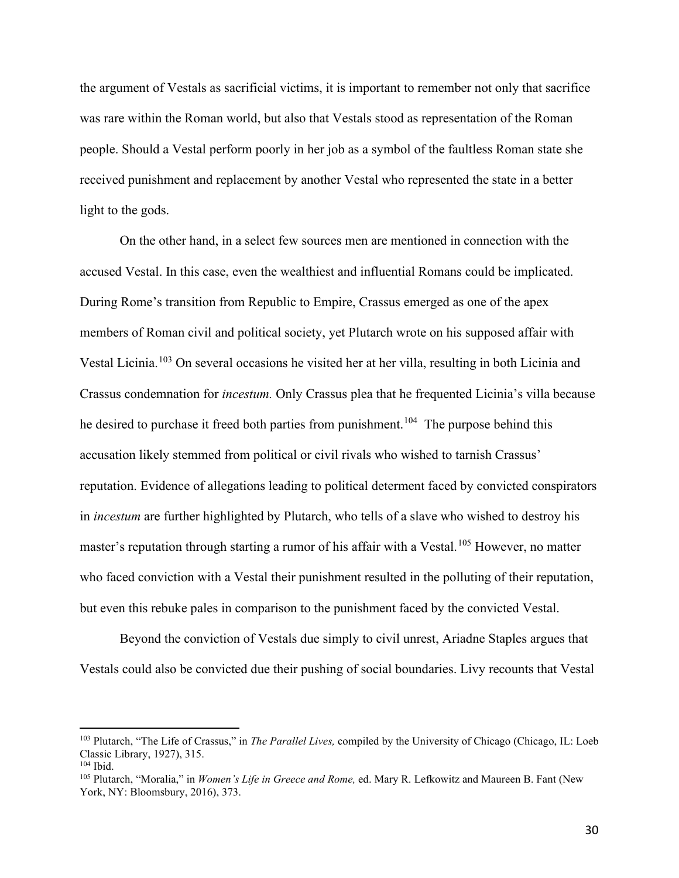the argument of Vestals as sacrificial victims, it is important to remember not only that sacrifice was rare within the Roman world, but also that Vestals stood as representation of the Roman people. Should a Vestal perform poorly in her job as a symbol of the faultless Roman state she received punishment and replacement by another Vestal who represented the state in a better light to the gods.

On the other hand, in a select few sources men are mentioned in connection with the accused Vestal. In this case, even the wealthiest and influential Romans could be implicated. During Rome's transition from Republic to Empire, Crassus emerged as one of the apex members of Roman civil and political society, yet Plutarch wrote on his supposed affair with Vestal Licinia.[103] On several occasions he visited her at her villa, resulting in both Licinia and Crassus condemnation for *incestum.* Only Crassus plea that he frequented Licinia's villa because he desired to purchase it freed both parties from punishment.[104] The purpose behind this accusation likely stemmed from political or civil rivals who wished to tarnish Crassus' reputation. Evidence of allegations leading to political determent faced by convicted conspirators in *incestum* are further highlighted by Plutarch, who tells of a slave who wished to destroy his master's reputation through starting a rumor of his affair with a Vestal.[105] However, no matter who faced conviction with a Vestal their punishment resulted in the polluting of their reputation, but even this rebuke pales in comparison to the punishment faced by the convicted Vestal.

Beyond the conviction of Vestals due simply to civil unrest, Ariadne Staples argues that Vestals could also be convicted due their pushing of social boundaries. Livy recounts that Vestal

---

[103] Plutarch, "The Life of Crassus," in *The Parallel Lives,* compiled by the University of Chicago (Chicago, IL: Loeb Classic Library, 1927), 315.

[104] Ibid.

[105] Plutarch, "Moralia," in *Women's Life in Greece and Rome,* ed. Mary R. Lefkowitz and Maureen B. Fant (New York, NY: Bloomsbury, 2016), 373.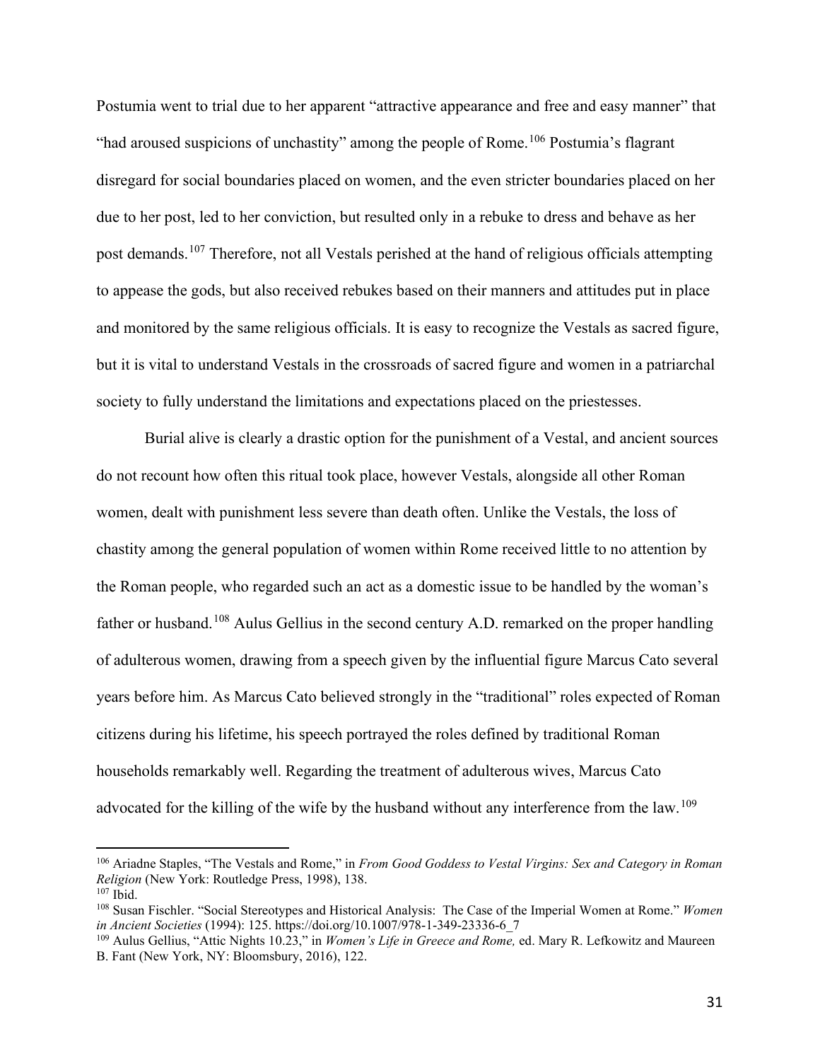Postumia went to trial due to her apparent "attractive appearance and free and easy manner" that "had aroused suspicions of unchastity" among the people of Rome.[106] Postumia's flagrant disregard for social boundaries placed on women, and the even stricter boundaries placed on her due to her post, led to her conviction, but resulted only in a rebuke to dress and behave as her post demands.[107] Therefore, not all Vestals perished at the hand of religious officials attempting to appease the gods, but also received rebukes based on their manners and attitudes put in place and monitored by the same religious officials. It is easy to recognize the Vestals as sacred figure, but it is vital to understand Vestals in the crossroads of sacred figure and women in a patriarchal society to fully understand the limitations and expectations placed on the priestesses.

Burial alive is clearly a drastic option for the punishment of a Vestal, and ancient sources do not recount how often this ritual took place, however Vestals, alongside all other Roman women, dealt with punishment less severe than death often. Unlike the Vestals, the loss of chastity among the general population of women within Rome received little to no attention by the Roman people, who regarded such an act as a domestic issue to be handled by the woman's father or husband.[108] Aulus Gellius in the second century A.D. remarked on the proper handling of adulterous women, drawing from a speech given by the influential figure Marcus Cato several years before him. As Marcus Cato believed strongly in the "traditional" roles expected of Roman citizens during his lifetime, his speech portrayed the roles defined by traditional Roman households remarkably well. Regarding the treatment of adulterous wives, Marcus Cato advocated for the killing of the wife by the husband without any interference from the law.[109]

---

[106] Ariadne Staples, "The Vestals and Rome," in *From Good Goddess to Vestal Virgins: Sex and Category in Roman Religion* (New York: Routledge Press, 1998), 138.

[107] Ibid.

[108] Susan Fischler. "Social Stereotypes and Historical Analysis: The Case of the Imperial Women at Rome." *Women in Ancient Societies* (1994): 125. https://doi.org/10.1007/978-1-349-23336-6_7

[109] Aulus Gellius, "Attic Nights 10.23," in *Women's Life in Greece and Rome,* ed. Mary R. Lefkowitz and Maureen B. Fant (New York, NY: Bloomsbury, 2016), 122.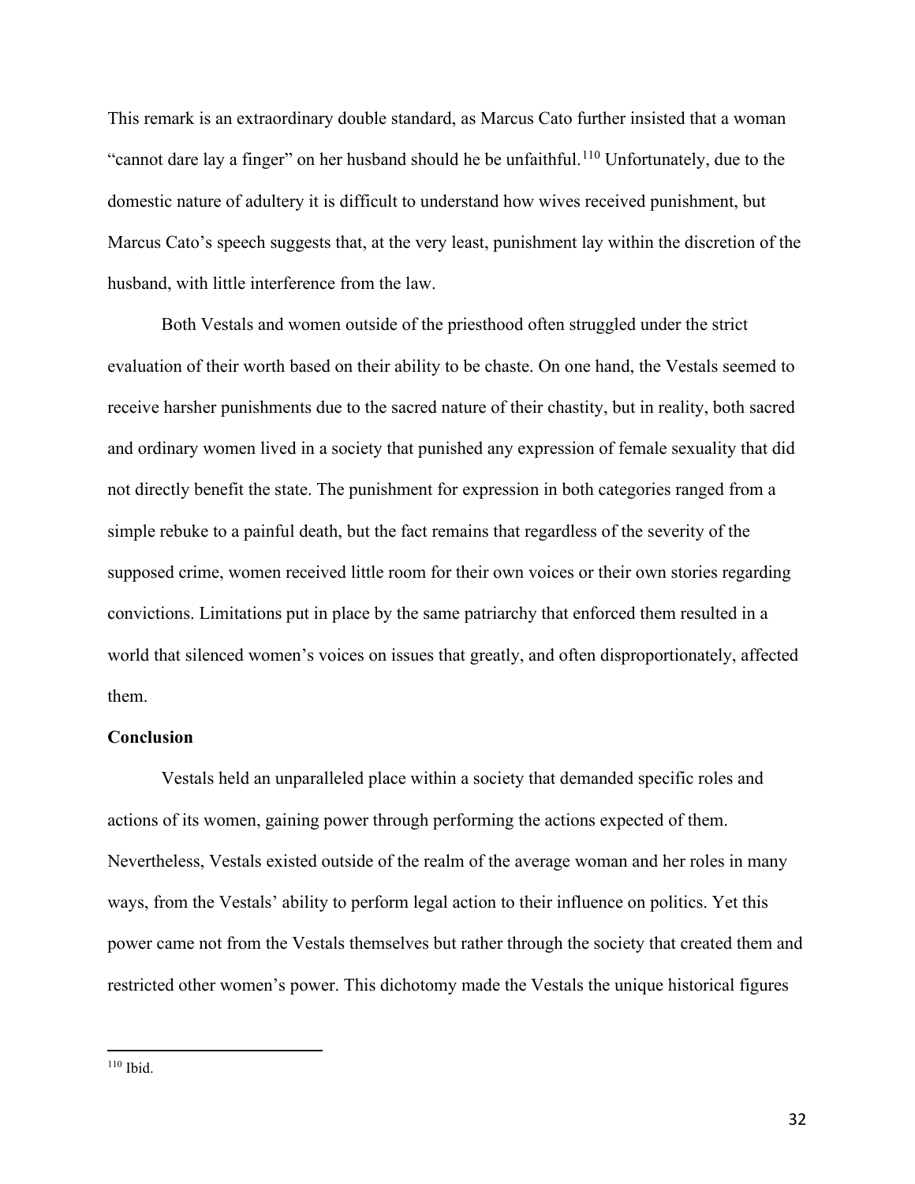This remark is an extraordinary double standard, as Marcus Cato further insisted that a woman "cannot dare lay a finger" on her husband should he be unfaithful.[110] Unfortunately, due to the domestic nature of adultery it is difficult to understand how wives received punishment, but Marcus Cato's speech suggests that, at the very least, punishment lay within the discretion of the husband, with little interference from the law.

Both Vestals and women outside of the priesthood often struggled under the strict evaluation of their worth based on their ability to be chaste. On one hand, the Vestals seemed to receive harsher punishments due to the sacred nature of their chastity, but in reality, both sacred and ordinary women lived in a society that punished any expression of female sexuality that did not directly benefit the state. The punishment for expression in both categories ranged from a simple rebuke to a painful death, but the fact remains that regardless of the severity of the supposed crime, women received little room for their own voices or their own stories regarding convictions. Limitations put in place by the same patriarchy that enforced them resulted in a world that silenced women's voices on issues that greatly, and often disproportionately, affected them.

**Conclusion**

Vestals held an unparalleled place within a society that demanded specific roles and actions of its women, gaining power through performing the actions expected of them. Nevertheless, Vestals existed outside of the realm of the average woman and her roles in many ways, from the Vestals' ability to perform legal action to their influence on politics. Yet this power came not from the Vestals themselves but rather through the society that created them and restricted other women's power. This dichotomy made the Vestals the unique historical figures

---

[110] Ibid.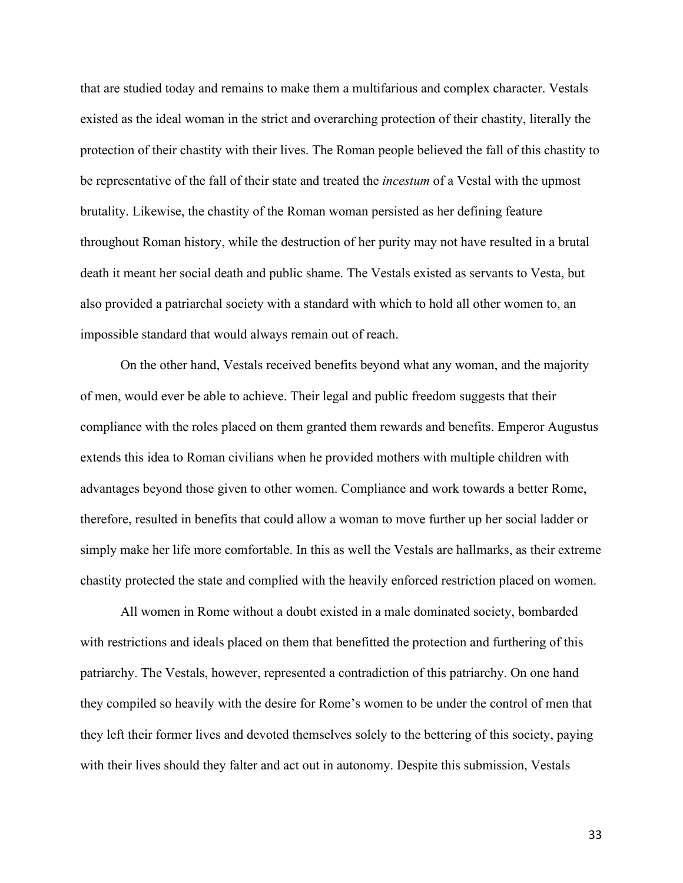that are studied today and remains to make them a multifarious and complex character. Vestals existed as the ideal woman in the strict and overarching protection of their chastity, literally the protection of their chastity with their lives. The Roman people believed the fall of this chastity to be representative of the fall of their state and treated the *incestum* of a Vestal with the upmost brutality. Likewise, the chastity of the Roman woman persisted as her defining feature throughout Roman history, while the destruction of her purity may not have resulted in a brutal death it meant her social death and public shame. The Vestals existed as servants to Vesta, but also provided a patriarchal society with a standard with which to hold all other women to, an impossible standard that would always remain out of reach.

On the other hand, Vestals received benefits beyond what any woman, and the majority of men, would ever be able to achieve. Their legal and public freedom suggests that their compliance with the roles placed on them granted them rewards and benefits. Emperor Augustus extends this idea to Roman civilians when he provided mothers with multiple children with advantages beyond those given to other women. Compliance and work towards a better Rome, therefore, resulted in benefits that could allow a woman to move further up her social ladder or simply make her life more comfortable. In this as well the Vestals are hallmarks, as their extreme chastity protected the state and complied with the heavily enforced restriction placed on women.

All women in Rome without a doubt existed in a male dominated society, bombarded with restrictions and ideals placed on them that benefitted the protection and furthering of this patriarchy. The Vestals, however, represented a contradiction of this patriarchy. On one hand they compiled so heavily with the desire for Rome's women to be under the control of men that they left their former lives and devoted themselves solely to the bettering of this society, paying with their lives should they falter and act out in autonomy. Despite this submission, Vestals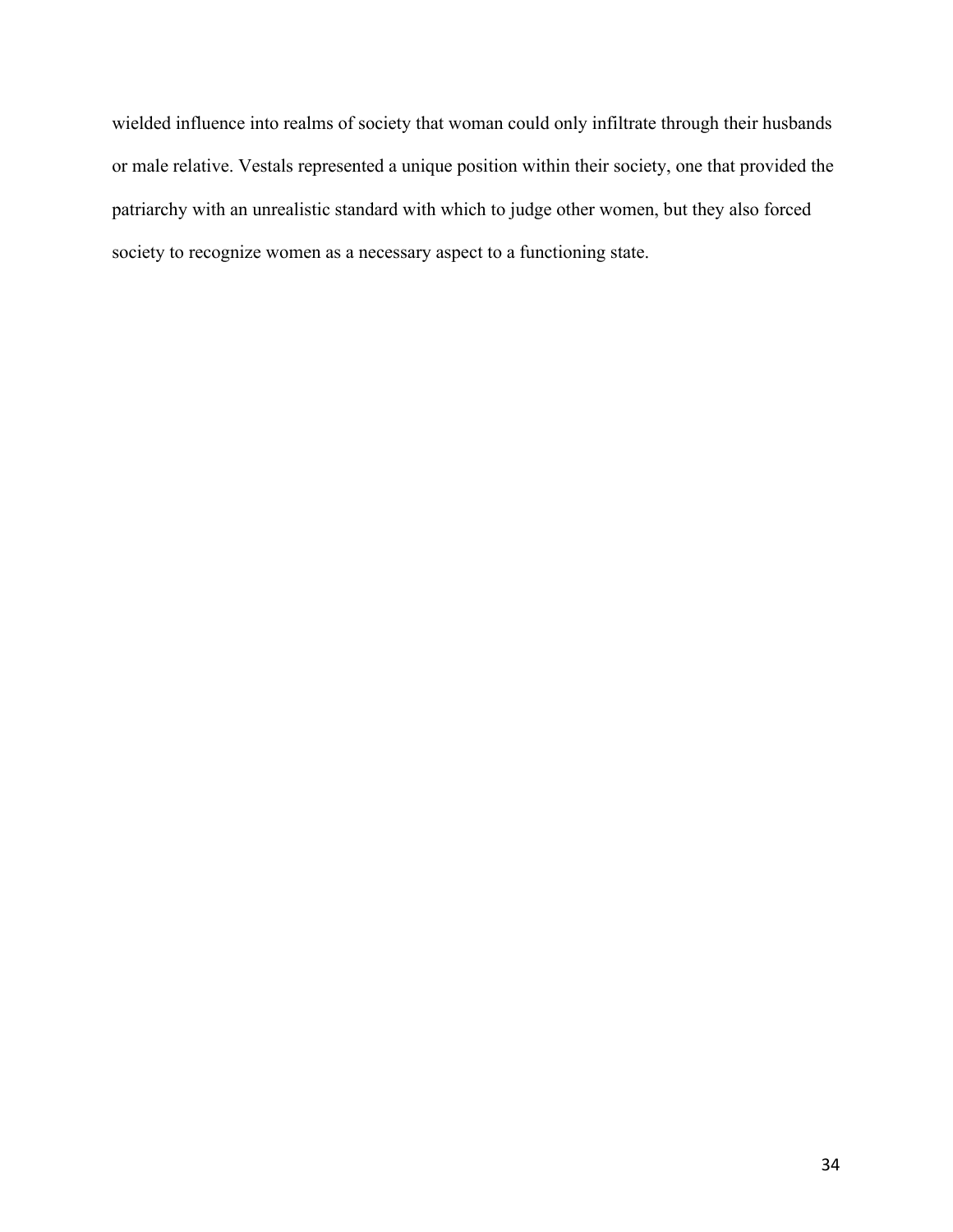wielded influence into realms of society that woman could only infiltrate through their husbands or male relative. Vestals represented a unique position within their society, one that provided the patriarchy with an unrealistic standard with which to judge other women, but they also forced society to recognize women as a necessary aspect to a functioning state.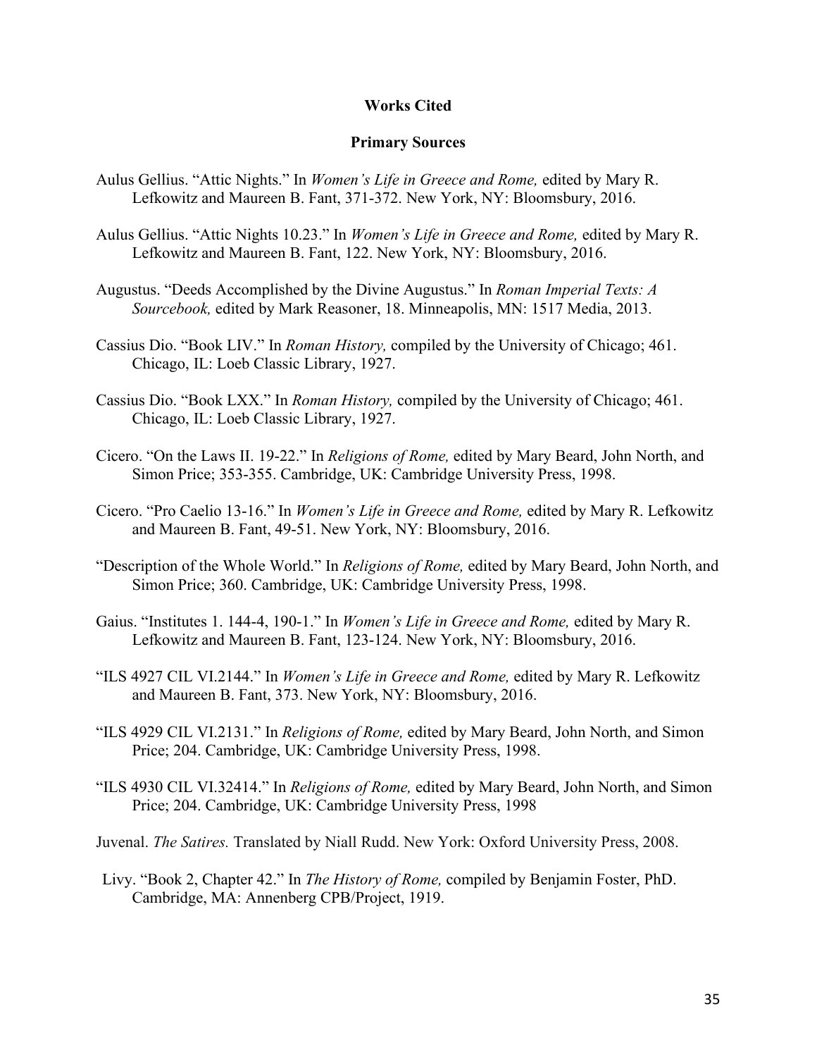**Works Cited**

**Primary Sources**

Aulus Gellius. "Attic Nights." In *Women's Life in Greece and Rome,* edited by Mary R. Lefkowitz and Maureen B. Fant, 371-372. New York, NY: Bloomsbury, 2016.

Aulus Gellius. "Attic Nights 10.23." In *Women's Life in Greece and Rome,* edited by Mary R. Lefkowitz and Maureen B. Fant, 122. New York, NY: Bloomsbury, 2016.

Augustus. "Deeds Accomplished by the Divine Augustus." In *Roman Imperial Texts: A Sourcebook,* edited by Mark Reasoner, 18. Minneapolis, MN: 1517 Media, 2013.

Cassius Dio. "Book LIV." In *Roman History,* compiled by the University of Chicago; 461. Chicago, IL: Loeb Classic Library, 1927.

Cassius Dio. "Book LXX." In *Roman History,* compiled by the University of Chicago; 461. Chicago, IL: Loeb Classic Library, 1927.

Cicero. "On the Laws II. 19-22." In *Religions of Rome,* edited by Mary Beard, John North, and Simon Price; 353-355. Cambridge, UK: Cambridge University Press, 1998.

Cicero. "Pro Caelio 13-16." In *Women's Life in Greece and Rome,* edited by Mary R. Lefkowitz and Maureen B. Fant, 49-51. New York, NY: Bloomsbury, 2016.

"Description of the Whole World." In *Religions of Rome,* edited by Mary Beard, John North, and Simon Price; 360. Cambridge, UK: Cambridge University Press, 1998.

Gaius. "Institutes 1. 144-4, 190-1." In *Women's Life in Greece and Rome,* edited by Mary R. Lefkowitz and Maureen B. Fant, 123-124. New York, NY: Bloomsbury, 2016.

"ILS 4927 CIL VI.2144." In *Women's Life in Greece and Rome,* edited by Mary R. Lefkowitz and Maureen B. Fant, 373. New York, NY: Bloomsbury, 2016.

"ILS 4929 CIL VI.2131." In *Religions of Rome,* edited by Mary Beard, John North, and Simon Price; 204. Cambridge, UK: Cambridge University Press, 1998.

"ILS 4930 CIL VI.32414." In *Religions of Rome,* edited by Mary Beard, John North, and Simon Price; 204. Cambridge, UK: Cambridge University Press, 1998

Juvenal. *The Satires.* Translated by Niall Rudd. New York: Oxford University Press, 2008.

Livy. "Book 2, Chapter 42." In *The History of Rome,* compiled by Benjamin Foster, PhD. Cambridge, MA: Annenberg CPB/Project, 1919.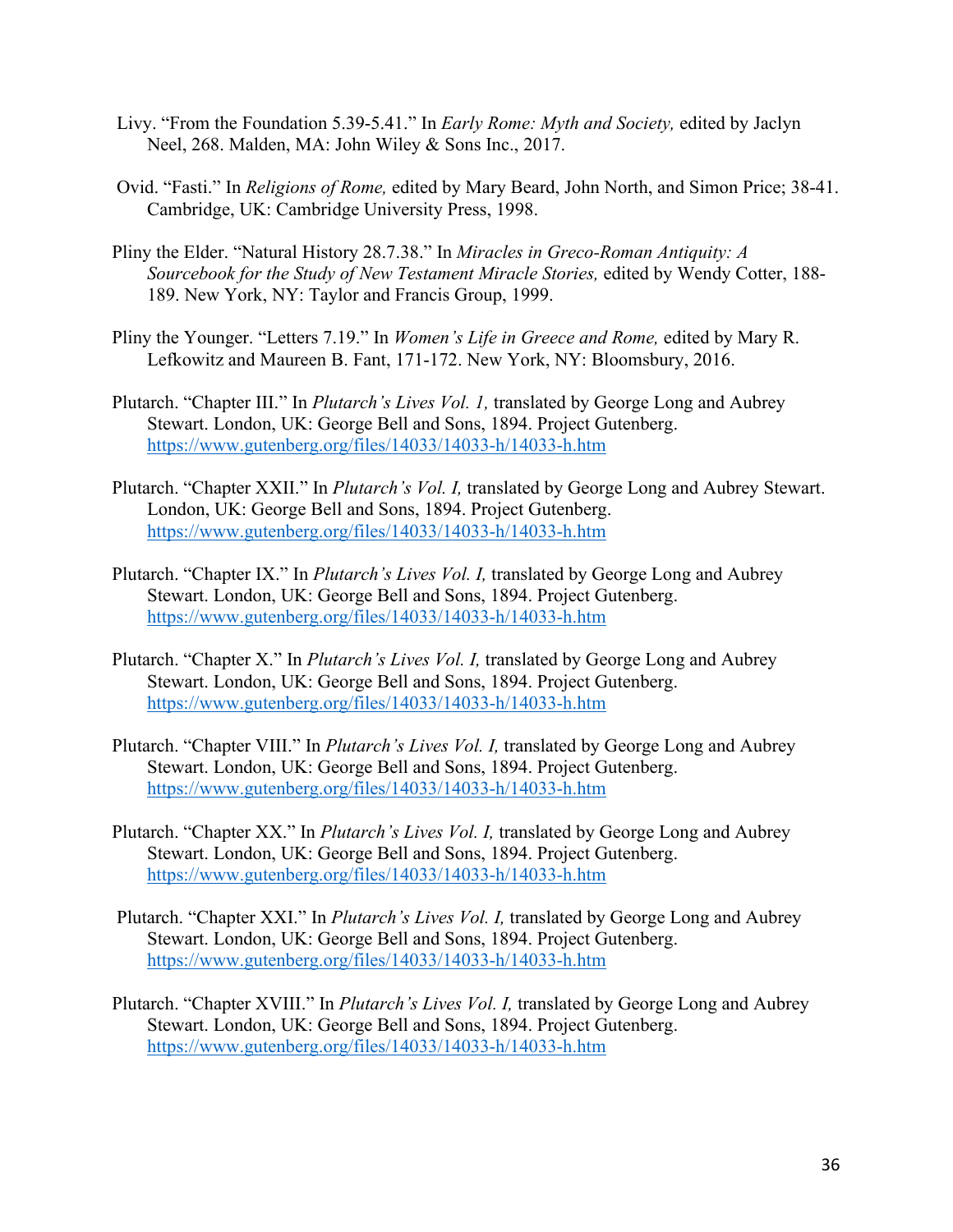Livy. "From the Foundation 5.39-5.41." In *Early Rome: Myth and Society,* edited by Jaclyn Neel, 268. Malden, MA: John Wiley & Sons Inc., 2017.

Ovid. "Fasti." In *Religions of Rome,* edited by Mary Beard, John North, and Simon Price; 38-41. Cambridge, UK: Cambridge University Press, 1998.

Pliny the Elder. "Natural History 28.7.38." In *Miracles in Greco-Roman Antiquity: A Sourcebook for the Study of New Testament Miracle Stories,* edited by Wendy Cotter, 188-189. New York, NY: Taylor and Francis Group, 1999.

Pliny the Younger. "Letters 7.19." In *Women's Life in Greece and Rome,* edited by Mary R. Lefkowitz and Maureen B. Fant, 171-172. New York, NY: Bloomsbury, 2016.

Plutarch. "Chapter III." In *Plutarch's Lives Vol. 1,* translated by George Long and Aubrey Stewart. London, UK: George Bell and Sons, 1894. Project Gutenberg. https://www.gutenberg.org/files/14033/14033-h/14033-h.htm

Plutarch. "Chapter XXII." In *Plutarch's Vol. I,* translated by George Long and Aubrey Stewart. London, UK: George Bell and Sons, 1894. Project Gutenberg. https://www.gutenberg.org/files/14033/14033-h/14033-h.htm

Plutarch. "Chapter IX." In *Plutarch's Lives Vol. I,* translated by George Long and Aubrey Stewart. London, UK: George Bell and Sons, 1894. Project Gutenberg. https://www.gutenberg.org/files/14033/14033-h/14033-h.htm

Plutarch. "Chapter X." In *Plutarch's Lives Vol. I,* translated by George Long and Aubrey Stewart. London, UK: George Bell and Sons, 1894. Project Gutenberg. https://www.gutenberg.org/files/14033/14033-h/14033-h.htm

Plutarch. "Chapter VIII." In *Plutarch's Lives Vol. I,* translated by George Long and Aubrey Stewart. London, UK: George Bell and Sons, 1894. Project Gutenberg. https://www.gutenberg.org/files/14033/14033-h/14033-h.htm

Plutarch. "Chapter XX." In *Plutarch's Lives Vol. I,* translated by George Long and Aubrey Stewart. London, UK: George Bell and Sons, 1894. Project Gutenberg. https://www.gutenberg.org/files/14033/14033-h/14033-h.htm

Plutarch. "Chapter XXI." In *Plutarch's Lives Vol. I,* translated by George Long and Aubrey Stewart. London, UK: George Bell and Sons, 1894. Project Gutenberg. https://www.gutenberg.org/files/14033/14033-h/14033-h.htm

Plutarch. "Chapter XVIII." In *Plutarch's Lives Vol. I,* translated by George Long and Aubrey Stewart. London, UK: George Bell and Sons, 1894. Project Gutenberg. https://www.gutenberg.org/files/14033/14033-h/14033-h.htm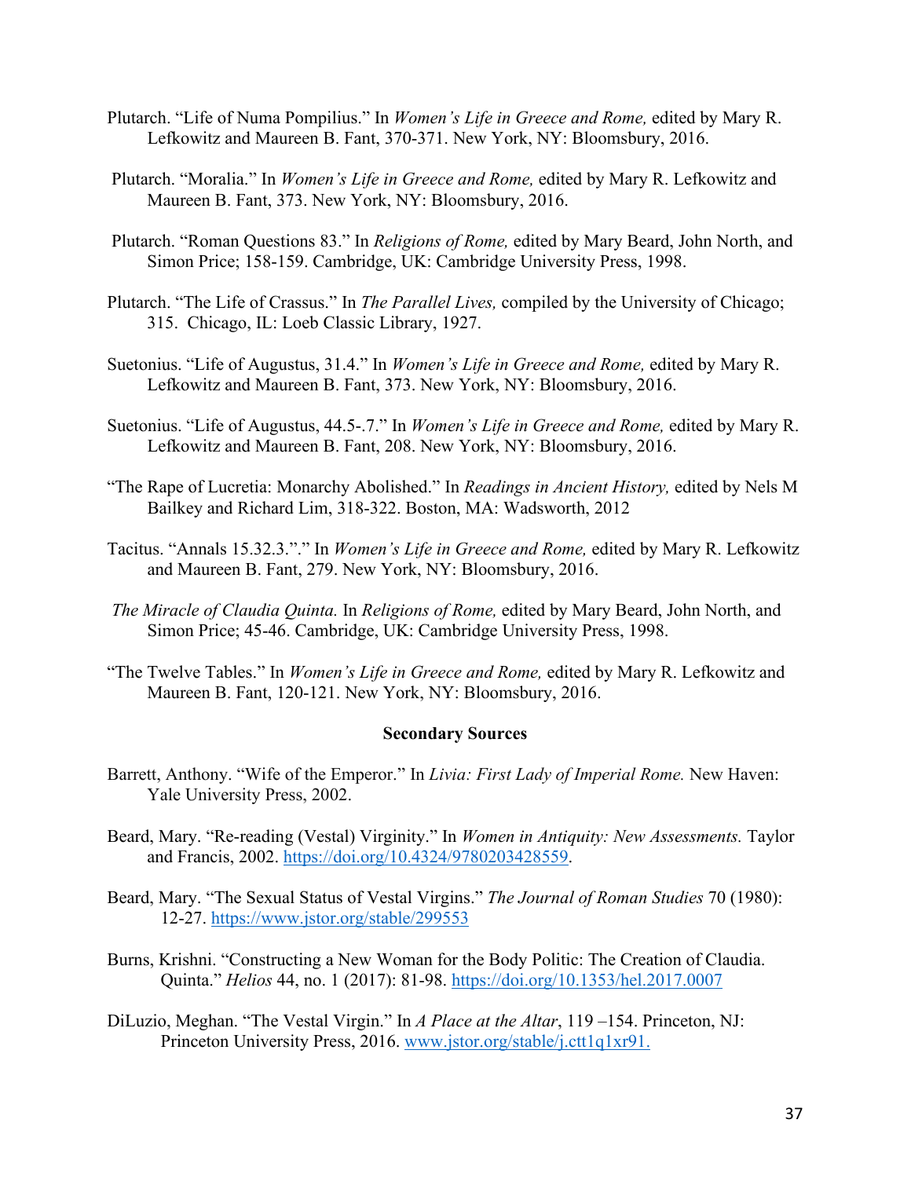Plutarch. "Life of Numa Pompilius." In *Women's Life in Greece and Rome,* edited by Mary R. Lefkowitz and Maureen B. Fant, 370-371. New York, NY: Bloomsbury, 2016.

Plutarch. "Moralia." In *Women's Life in Greece and Rome,* edited by Mary R. Lefkowitz and Maureen B. Fant, 373. New York, NY: Bloomsbury, 2016.

Plutarch. "Roman Questions 83." In *Religions of Rome,* edited by Mary Beard, John North, and Simon Price; 158-159. Cambridge, UK: Cambridge University Press, 1998.

Plutarch. "The Life of Crassus." In *The Parallel Lives,* compiled by the University of Chicago; 315. Chicago, IL: Loeb Classic Library, 1927.

Suetonius. "Life of Augustus, 31.4." In *Women's Life in Greece and Rome,* edited by Mary R. Lefkowitz and Maureen B. Fant, 373. New York, NY: Bloomsbury, 2016.

Suetonius. "Life of Augustus, 44.5-.7." In *Women's Life in Greece and Rome,* edited by Mary R. Lefkowitz and Maureen B. Fant, 208. New York, NY: Bloomsbury, 2016.

"The Rape of Lucretia: Monarchy Abolished." In *Readings in Ancient History,* edited by Nels M Bailkey and Richard Lim, 318-322. Boston, MA: Wadsworth, 2012

Tacitus. "Annals 15.32.3."." In *Women's Life in Greece and Rome,* edited by Mary R. Lefkowitz and Maureen B. Fant, 279. New York, NY: Bloomsbury, 2016.

*The Miracle of Claudia Quinta.* In *Religions of Rome,* edited by Mary Beard, John North, and Simon Price; 45-46. Cambridge, UK: Cambridge University Press, 1998.

"The Twelve Tables." In *Women's Life in Greece and Rome,* edited by Mary R. Lefkowitz and Maureen B. Fant, 120-121. New York, NY: Bloomsbury, 2016.

**Secondary Sources**

Barrett, Anthony. "Wife of the Emperor." In *Livia: First Lady of Imperial Rome.* New Haven: Yale University Press, 2002.

Beard, Mary. "Re-reading (Vestal) Virginity." In *Women in Antiquity: New Assessments.* Taylor and Francis, 2002. https://doi.org/10.4324/9780203428559.

Beard, Mary. "The Sexual Status of Vestal Virgins." *The Journal of Roman Studies* 70 (1980): 12-27. https://www.jstor.org/stable/299553

Burns, Krishni. "Constructing a New Woman for the Body Politic: The Creation of Claudia. Quinta." *Helios* 44, no. 1 (2017): 81-98. https://doi.org/10.1353/hel.2017.0007

DiLuzio, Meghan. "The Vestal Virgin." In *A Place at the Altar*, 119 –154. Princeton, NJ: Princeton University Press, 2016. www.jstor.org/stable/j.ctt1q1xr91.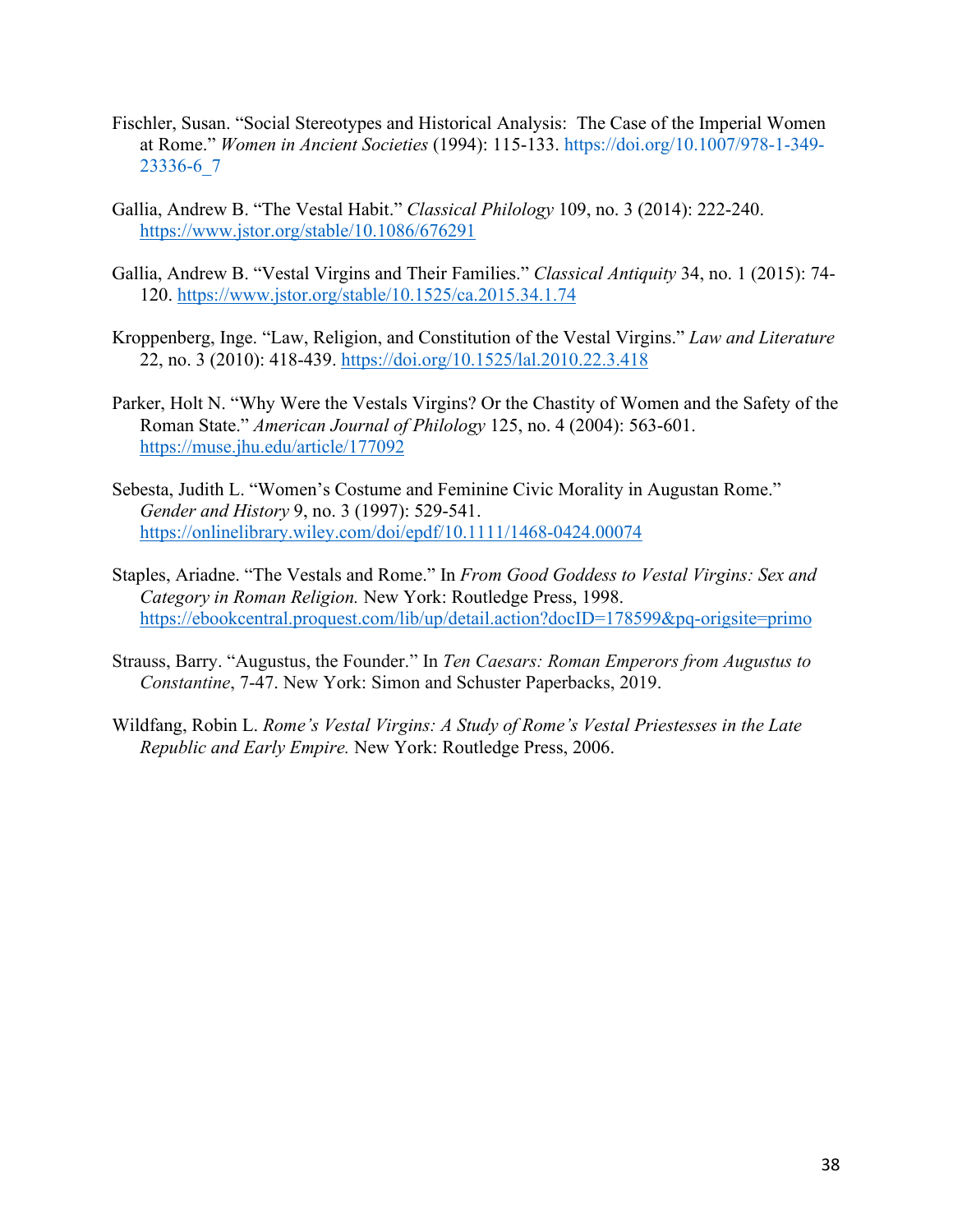Fischler, Susan. "Social Stereotypes and Historical Analysis: The Case of the Imperial Women at Rome." *Women in Ancient Societies* (1994): 115-133. https://doi.org/10.1007/978-1-349-23336-6_7

Gallia, Andrew B. "The Vestal Habit." *Classical Philology* 109, no. 3 (2014): 222-240. https://www.jstor.org/stable/10.1086/676291

Gallia, Andrew B. "Vestal Virgins and Their Families." *Classical Antiquity* 34, no. 1 (2015): 74-120. https://www.jstor.org/stable/10.1525/ca.2015.34.1.74

Kroppenberg, Inge. "Law, Religion, and Constitution of the Vestal Virgins." *Law and Literature* 22, no. 3 (2010): 418-439. https://doi.org/10.1525/lal.2010.22.3.418

Parker, Holt N. "Why Were the Vestals Virgins? Or the Chastity of Women and the Safety of the Roman State." *American Journal of Philology* 125, no. 4 (2004): 563-601. https://muse.jhu.edu/article/177092

Sebesta, Judith L. "Women's Costume and Feminine Civic Morality in Augustan Rome." *Gender and History* 9, no. 3 (1997): 529-541. https://onlinelibrary.wiley.com/doi/epdf/10.1111/1468-0424.00074

Staples, Ariadne. "The Vestals and Rome." In *From Good Goddess to Vestal Virgins: Sex and Category in Roman Religion.* New York: Routledge Press, 1998. https://ebookcentral.proquest.com/lib/up/detail.action?docID=178599&pq-origsite=primo

Strauss, Barry. "Augustus, the Founder." In *Ten Caesars: Roman Emperors from Augustus to Constantine*, 7-47. New York: Simon and Schuster Paperbacks, 2019.

Wildfang, Robin L. *Rome's Vestal Virgins: A Study of Rome's Vestal Priestesses in the Late Republic and Early Empire.* New York: Routledge Press, 2006.